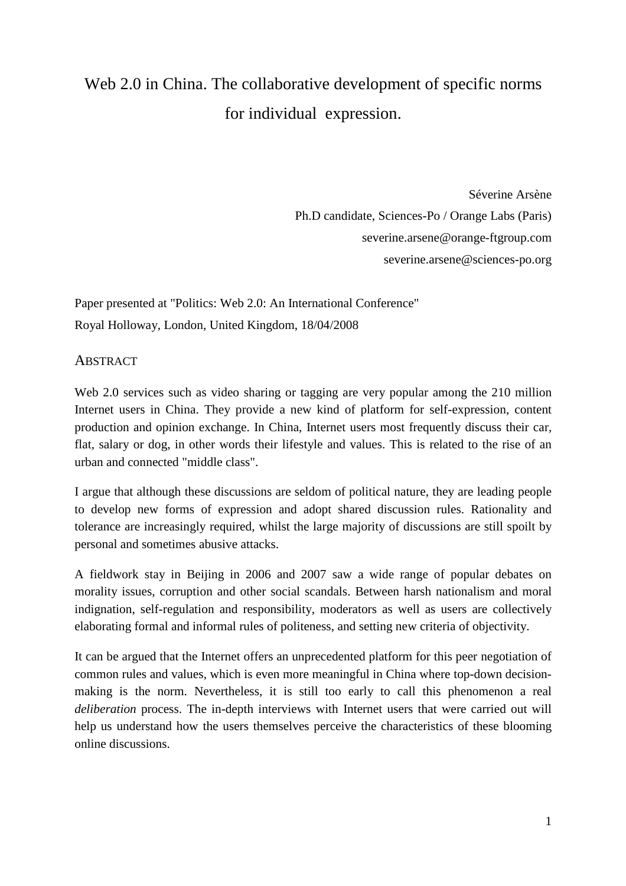# Web 2.0 in China. The collaborative development of specific norms for individual expression.

Séverine Arsène
Ph.D candidate, Sciences-Po / Orange Labs (Paris)
severine.arsene@orange-ftgroup.com
severine.arsene@sciences-po.org

Paper presented at "Politics: Web 2.0: An International Conference"
Royal Holloway, London, United Kingdom, 18/04/2008

## Abstract

Web 2.0 services such as video sharing or tagging are very popular among the 210 million Internet users in China. They provide a new kind of platform for self-expression, content production and opinion exchange. In China, Internet users most frequently discuss their car, flat, salary or dog, in other words their lifestyle and values. This is related to the rise of an urban and connected "middle class".

I argue that although these discussions are seldom of political nature, they are leading people to develop new forms of expression and adopt shared discussion rules. Rationality and tolerance are increasingly required, whilst the large majority of discussions are still spoilt by personal and sometimes abusive attacks.

A fieldwork stay in Beijing in 2006 and 2007 saw a wide range of popular debates on morality issues, corruption and other social scandals. Between harsh nationalism and moral indignation, self-regulation and responsibility, moderators as well as users are collectively elaborating formal and informal rules of politeness, and setting new criteria of objectivity.

It can be argued that the Internet offers an unprecedented platform for this peer negotiation of common rules and values, which is even more meaningful in China where top-down decision-making is the norm. Nevertheless, it is still too early to call this phenomenon a real *deliberation* process. The in-depth interviews with Internet users that were carried out will help us understand how the users themselves perceive the characteristics of these blooming online discussions.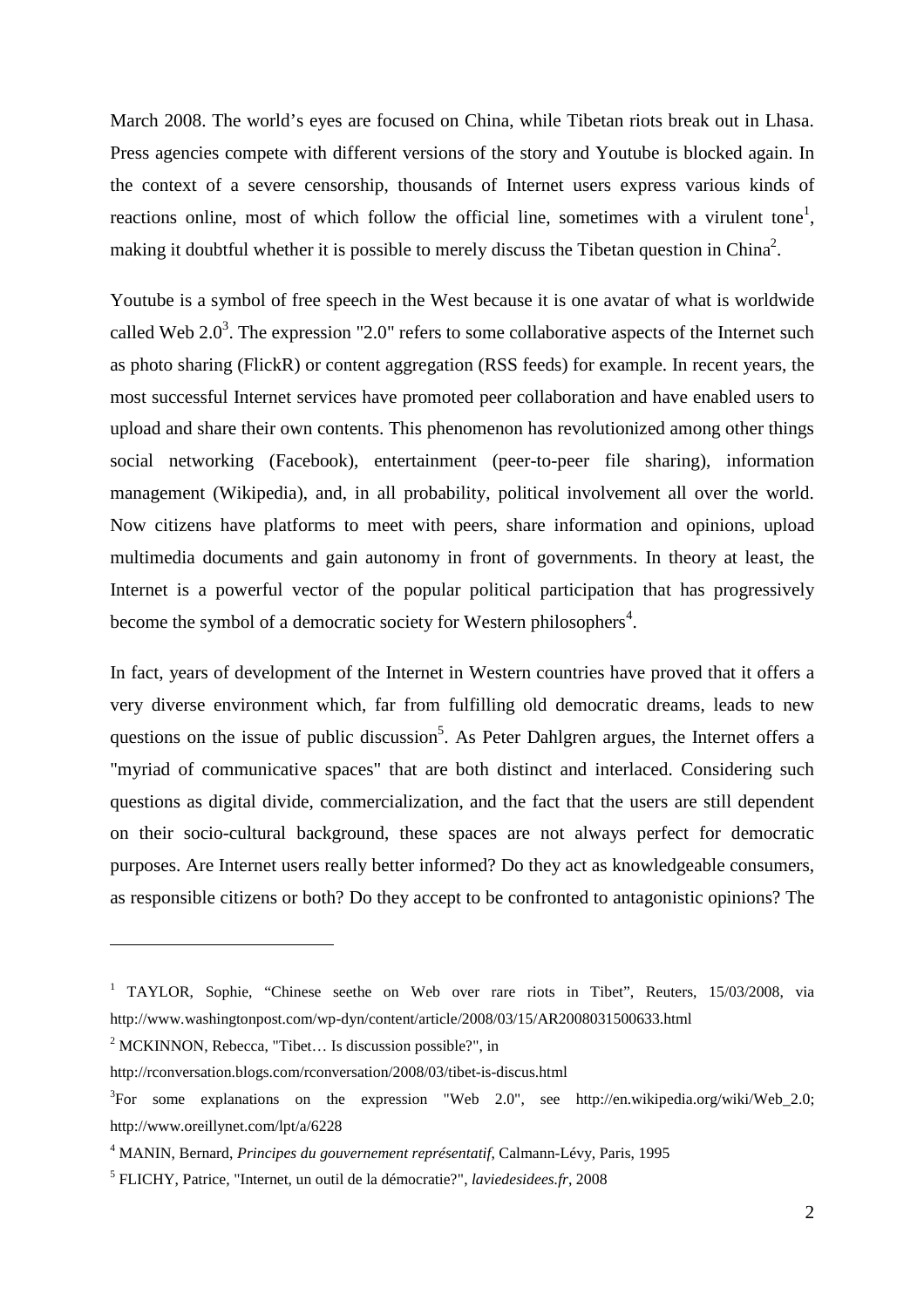March 2008. The world's eyes are focused on China, while Tibetan riots break out in Lhasa. Press agencies compete with different versions of the story and Youtube is blocked again. In the context of a severe censorship, thousands of Internet users express various kinds of reactions online, most of which follow the official line, sometimes with a virulent tone[1], making it doubtful whether it is possible to merely discuss the Tibetan question in China[2].

Youtube is a symbol of free speech in the West because it is one avatar of what is worldwide called Web 2.0[3]. The expression "2.0" refers to some collaborative aspects of the Internet such as photo sharing (FlickR) or content aggregation (RSS feeds) for example. In recent years, the most successful Internet services have promoted peer collaboration and have enabled users to upload and share their own contents. This phenomenon has revolutionized among other things social networking (Facebook), entertainment (peer-to-peer file sharing), information management (Wikipedia), and, in all probability, political involvement all over the world. Now citizens have platforms to meet with peers, share information and opinions, upload multimedia documents and gain autonomy in front of governments. In theory at least, the Internet is a powerful vector of the popular political participation that has progressively become the symbol of a democratic society for Western philosophers[4].

In fact, years of development of the Internet in Western countries have proved that it offers a very diverse environment which, far from fulfilling old democratic dreams, leads to new questions on the issue of public discussion[5]. As Peter Dahlgren argues, the Internet offers a "myriad of communicative spaces" that are both distinct and interlaced. Considering such questions as digital divide, commercialization, and the fact that the users are still dependent on their socio-cultural background, these spaces are not always perfect for democratic purposes. Are Internet users really better informed? Do they act as knowledgeable consumers, as responsible citizens or both? Do they accept to be confronted to antagonistic opinions? The

---

[1] TAYLOR, Sophie, "Chinese seethe on Web over rare riots in Tibet", Reuters, 15/03/2008, via http://www.washingtonpost.com/wp-dyn/content/article/2008/03/15/AR2008031500633.html

[2] MCKINNON, Rebecca, "Tibet… Is discussion possible?", in http://rconversation.blogs.com/rconversation/2008/03/tibet-is-discus.html

[3] For some explanations on the expression "Web 2.0", see http://en.wikipedia.org/wiki/Web_2.0; http://www.oreillynet.com/lpt/a/6228

[4] MANIN, Bernard, *Principes du gouvernement représentatif*, Calmann-Lévy, Paris, 1995

[5] FLICHY, Patrice, "Internet, un outil de la démocratie?", *laviedesidees.fr*, 2008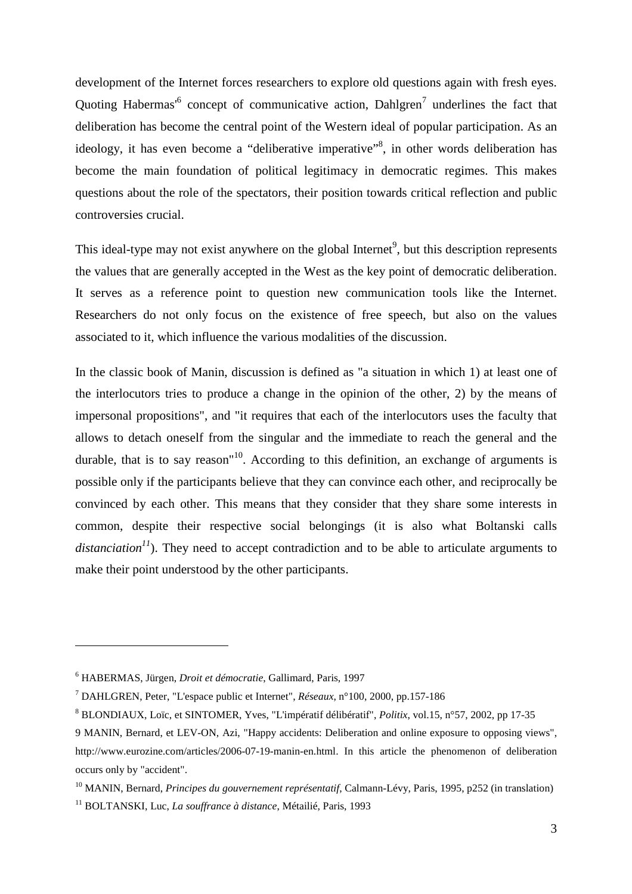development of the Internet forces researchers to explore old questions again with fresh eyes. Quoting Habermas'[6] concept of communicative action, Dahlgren[7] underlines the fact that deliberation has become the central point of the Western ideal of popular participation. As an ideology, it has even become a "deliberative imperative"[8], in other words deliberation has become the main foundation of political legitimacy in democratic regimes. This makes questions about the role of the spectators, their position towards critical reflection and public controversies crucial.

This ideal-type may not exist anywhere on the global Internet[9], but this description represents the values that are generally accepted in the West as the key point of democratic deliberation. It serves as a reference point to question new communication tools like the Internet. Researchers do not only focus on the existence of free speech, but also on the values associated to it, which influence the various modalities of the discussion.

In the classic book of Manin, discussion is defined as "a situation in which 1) at least one of the interlocutors tries to produce a change in the opinion of the other, 2) by the means of impersonal propositions", and "it requires that each of the interlocutors uses the faculty that allows to detach oneself from the singular and the immediate to reach the general and the durable, that is to say reason"[10]. According to this definition, an exchange of arguments is possible only if the participants believe that they can convince each other, and reciprocally be convinced by each other. This means that they consider that they share some interests in common, despite their respective social belongings (it is also what Boltanski calls *distanciation*[11]). They need to accept contradiction and to be able to articulate arguments to make their point understood by the other participants.

---

[6] HABERMAS, Jürgen, *Droit et démocratie*, Gallimard, Paris, 1997

[7] DAHLGREN, Peter, "L'espace public et Internet", *Réseaux*, n°100, 2000, pp.157-186

[8] BLONDIAUX, Loïc, et SINTOMER, Yves, "L'impératif délibératif", *Politix*, vol.15, n°57, 2002, pp 17-35

9 MANIN, Bernard, et LEV-ON, Azi, "Happy accidents: Deliberation and online exposure to opposing views", http://www.eurozine.com/articles/2006-07-19-manin-en.html. In this article the phenomenon of deliberation occurs only by "accident".

[10] MANIN, Bernard, *Principes du gouvernement représentatif*, Calmann-Lévy, Paris, 1995, p252 (in translation)

[11] BOLTANSKI, Luc, *La souffrance à distance*, Métailié, Paris, 1993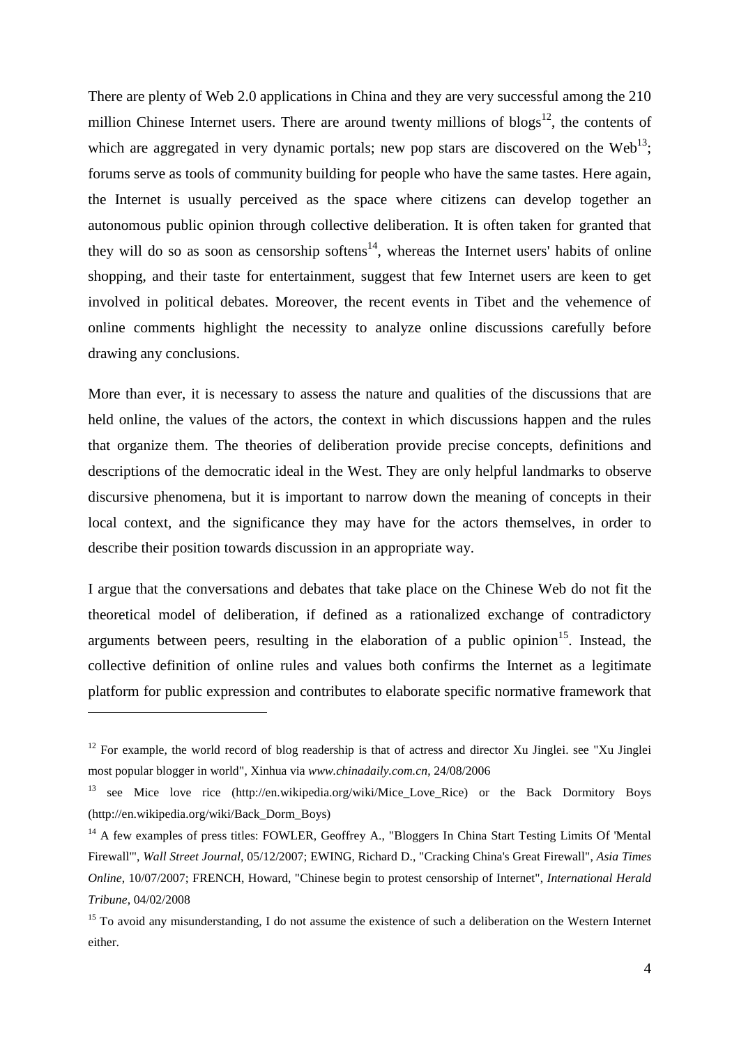There are plenty of Web 2.0 applications in China and they are very successful among the 210 million Chinese Internet users. There are around twenty millions of blogs[12], the contents of which are aggregated in very dynamic portals; new pop stars are discovered on the Web[13]; forums serve as tools of community building for people who have the same tastes. Here again, the Internet is usually perceived as the space where citizens can develop together an autonomous public opinion through collective deliberation. It is often taken for granted that they will do so as soon as censorship softens[14], whereas the Internet users' habits of online shopping, and their taste for entertainment, suggest that few Internet users are keen to get involved in political debates. Moreover, the recent events in Tibet and the vehemence of online comments highlight the necessity to analyze online discussions carefully before drawing any conclusions.

More than ever, it is necessary to assess the nature and qualities of the discussions that are held online, the values of the actors, the context in which discussions happen and the rules that organize them. The theories of deliberation provide precise concepts, definitions and descriptions of the democratic ideal in the West. They are only helpful landmarks to observe discursive phenomena, but it is important to narrow down the meaning of concepts in their local context, and the significance they may have for the actors themselves, in order to describe their position towards discussion in an appropriate way.

I argue that the conversations and debates that take place on the Chinese Web do not fit the theoretical model of deliberation, if defined as a rationalized exchange of contradictory arguments between peers, resulting in the elaboration of a public opinion[15]. Instead, the collective definition of online rules and values both confirms the Internet as a legitimate platform for public expression and contributes to elaborate specific normative framework that

---

[12] For example, the world record of blog readership is that of actress and director Xu Jinglei. see "Xu Jinglei most popular blogger in world", Xinhua via *www.chinadaily.com.cn*, 24/08/2006

[13] see Mice love rice (http://en.wikipedia.org/wiki/Mice_Love_Rice) or the Back Dormitory Boys (http://en.wikipedia.org/wiki/Back_Dorm_Boys)

[14] A few examples of press titles: FOWLER, Geoffrey A., "Bloggers In China Start Testing Limits Of 'Mental Firewall'", *Wall Street Journal*, 05/12/2007; EWING, Richard D., "Cracking China's Great Firewall", *Asia Times Online*, 10/07/2007; FRENCH, Howard, "Chinese begin to protest censorship of Internet", *International Herald Tribune*, 04/02/2008

[15] To avoid any misunderstanding, I do not assume the existence of such a deliberation on the Western Internet either.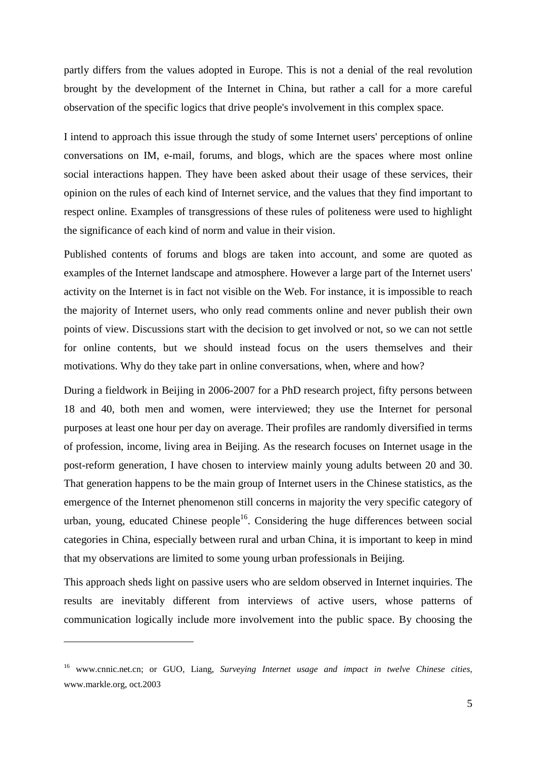partly differs from the values adopted in Europe. This is not a denial of the real revolution brought by the development of the Internet in China, but rather a call for a more careful observation of the specific logics that drive people's involvement in this complex space.

I intend to approach this issue through the study of some Internet users' perceptions of online conversations on IM, e-mail, forums, and blogs, which are the spaces where most online social interactions happen. They have been asked about their usage of these services, their opinion on the rules of each kind of Internet service, and the values that they find important to respect online. Examples of transgressions of these rules of politeness were used to highlight the significance of each kind of norm and value in their vision.

Published contents of forums and blogs are taken into account, and some are quoted as examples of the Internet landscape and atmosphere. However a large part of the Internet users' activity on the Internet is in fact not visible on the Web. For instance, it is impossible to reach the majority of Internet users, who only read comments online and never publish their own points of view. Discussions start with the decision to get involved or not, so we can not settle for online contents, but we should instead focus on the users themselves and their motivations. Why do they take part in online conversations, when, where and how?

During a fieldwork in Beijing in 2006-2007 for a PhD research project, fifty persons between 18 and 40, both men and women, were interviewed; they use the Internet for personal purposes at least one hour per day on average. Their profiles are randomly diversified in terms of profession, income, living area in Beijing. As the research focuses on Internet usage in the post-reform generation, I have chosen to interview mainly young adults between 20 and 30. That generation happens to be the main group of Internet users in the Chinese statistics, as the emergence of the Internet phenomenon still concerns in majority the very specific category of urban, young, educated Chinese people[16]. Considering the huge differences between social categories in China, especially between rural and urban China, it is important to keep in mind that my observations are limited to some young urban professionals in Beijing.

This approach sheds light on passive users who are seldom observed in Internet inquiries. The results are inevitably different from interviews of active users, whose patterns of communication logically include more involvement into the public space. By choosing the

---

[16] www.cnnic.net.cn; or GUO, Liang, *Surveying Internet usage and impact in twelve Chinese cities,* www.markle.org, oct.2003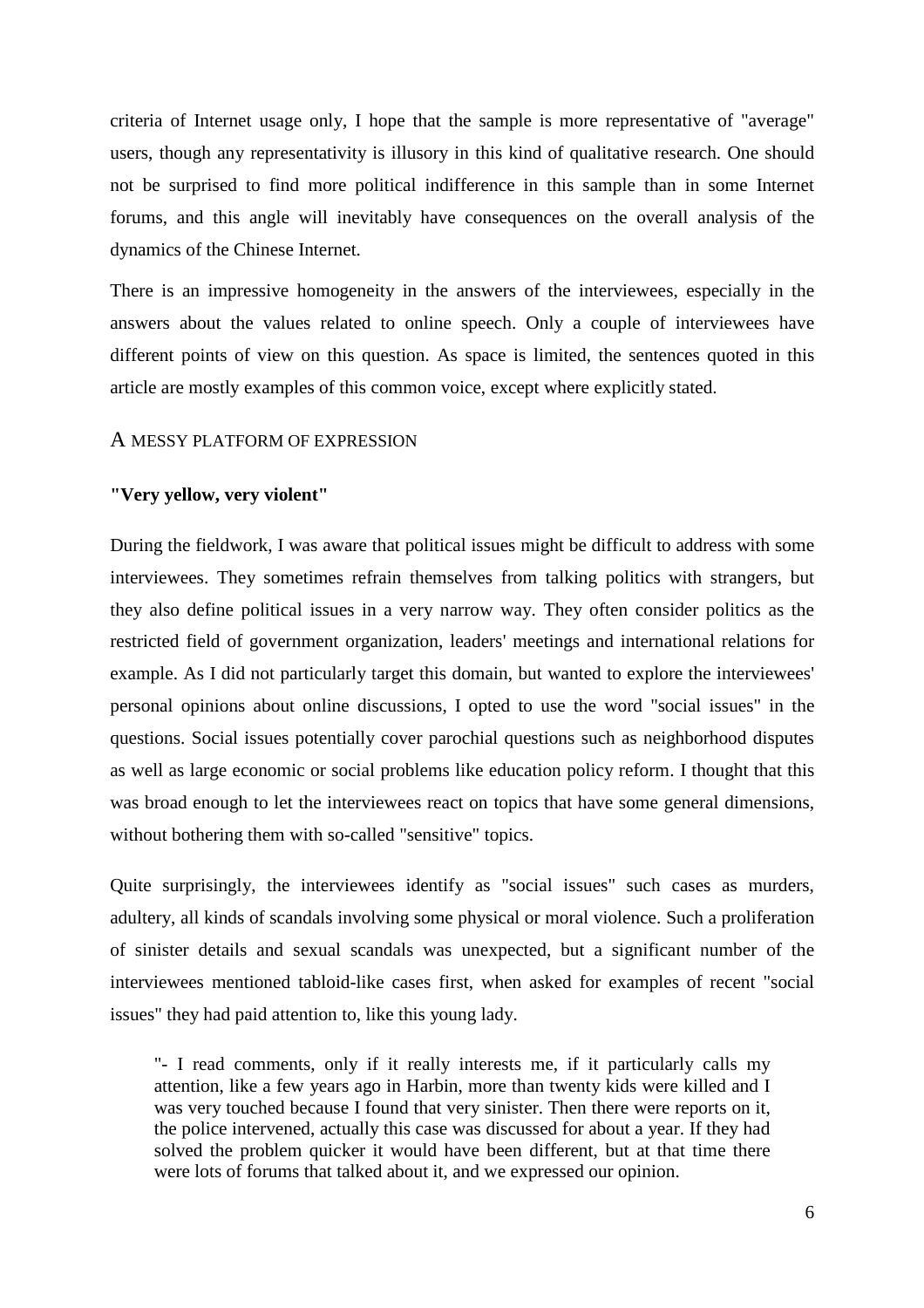criteria of Internet usage only, I hope that the sample is more representative of "average" users, though any representativity is illusory in this kind of qualitative research. One should not be surprised to find more political indifference in this sample than in some Internet forums, and this angle will inevitably have consequences on the overall analysis of the dynamics of the Chinese Internet.

There is an impressive homogeneity in the answers of the interviewees, especially in the answers about the values related to online speech. Only a couple of interviewees have different points of view on this question. As space is limited, the sentences quoted in this article are mostly examples of this common voice, except where explicitly stated.

## A MESSY PLATFORM OF EXPRESSION

### "Very yellow, very violent"

During the fieldwork, I was aware that political issues might be difficult to address with some interviewees. They sometimes refrain themselves from talking politics with strangers, but they also define political issues in a very narrow way. They often consider politics as the restricted field of government organization, leaders' meetings and international relations for example. As I did not particularly target this domain, but wanted to explore the interviewees' personal opinions about online discussions, I opted to use the word "social issues" in the questions. Social issues potentially cover parochial questions such as neighborhood disputes as well as large economic or social problems like education policy reform. I thought that this was broad enough to let the interviewees react on topics that have some general dimensions, without bothering them with so-called "sensitive" topics.

Quite surprisingly, the interviewees identify as "social issues" such cases as murders, adultery, all kinds of scandals involving some physical or moral violence. Such a proliferation of sinister details and sexual scandals was unexpected, but a significant number of the interviewees mentioned tabloid-like cases first, when asked for examples of recent "social issues" they had paid attention to, like this young lady.

> "- I read comments, only if it really interests me, if it particularly calls my attention, like a few years ago in Harbin, more than twenty kids were killed and I was very touched because I found that very sinister. Then there were reports on it, the police intervened, actually this case was discussed for about a year. If they had solved the problem quicker it would have been different, but at that time there were lots of forums that talked about it, and we expressed our opinion.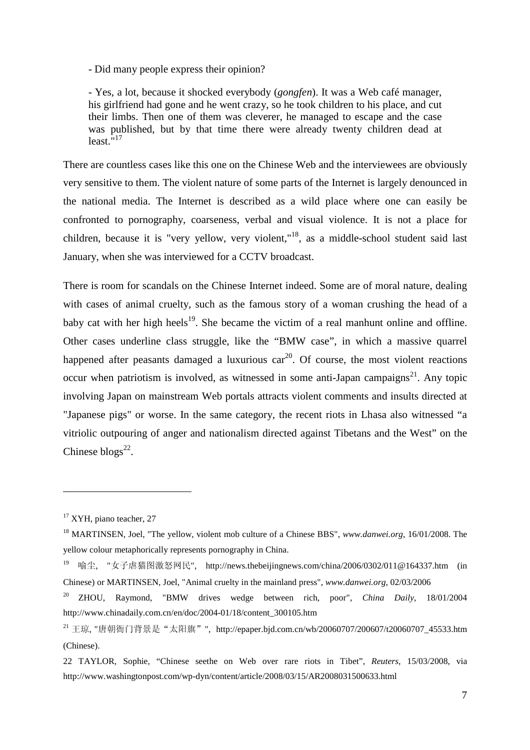- Did many people express their opinion?

- Yes, a lot, because it shocked everybody (*gongfen*). It was a Web café manager, his girlfriend had gone and he went crazy, so he took children to his place, and cut their limbs. Then one of them was cleverer, he managed to escape and the case was published, but by that time there were already twenty children dead at least."[17]

There are countless cases like this one on the Chinese Web and the interviewees are obviously very sensitive to them. The violent nature of some parts of the Internet is largely denounced in the national media. The Internet is described as a wild place where one can easily be confronted to pornography, coarseness, verbal and visual violence. It is not a place for children, because it is "very yellow, very violent,"[18], as a middle-school student said last January, when she was interviewed for a CCTV broadcast.

There is room for scandals on the Chinese Internet indeed. Some are of moral nature, dealing with cases of animal cruelty, such as the famous story of a woman crushing the head of a baby cat with her high heels[19]. She became the victim of a real manhunt online and offline. Other cases underline class struggle, like the “BMW case”, in which a massive quarrel happened after peasants damaged a luxurious car[20]. Of course, the most violent reactions occur when patriotism is involved, as witnessed in some anti-Japan campaigns[21]. Any topic involving Japan on mainstream Web portals attracts violent comments and insults directed at "Japanese pigs" or worse. In the same category, the recent riots in Lhasa also witnessed “a vitriolic outpouring of anger and nationalism directed against Tibetans and the West” on the Chinese blogs[22].

---

[17] XYH, piano teacher, 27

[18] MARTINSEN, Joel, "The yellow, violent mob culture of a Chinese BBS", *www.danwei.org*, 16/01/2008. The yellow colour metaphorically represents pornography in China.

[19] 喻尘, "女子虐猫图激怒网民", http://news.thebeijingnews.com/china/2006/0302/011@164337.htm (in Chinese) or MARTINSEN, Joel, "Animal cruelty in the mainland press", *www.danwei.org*, 02/03/2006

[20] ZHOU, Raymond, "BMW drives wedge between rich, poor", *China Daily*, 18/01/2004 http://www.chinadaily.com.cn/en/doc/2004-01/18/content_300105.htm

[21] 王琼, "唐朝衙门背景是“太阳旗”", http://epaper.bjd.com.cn/wb/20060707/200607/t20060707_45533.htm (Chinese).

22 TAYLOR, Sophie, “Chinese seethe on Web over rare riots in Tibet”, *Reuters*, 15/03/2008, via http://www.washingtonpost.com/wp-dyn/content/article/2008/03/15/AR2008031500633.html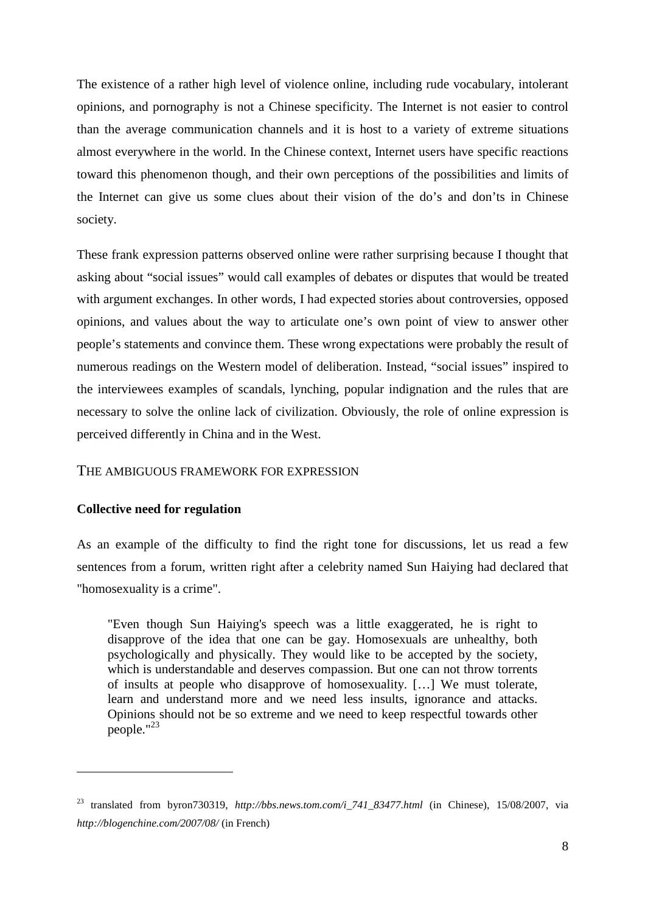The existence of a rather high level of violence online, including rude vocabulary, intolerant opinions, and pornography is not a Chinese specificity. The Internet is not easier to control than the average communication channels and it is host to a variety of extreme situations almost everywhere in the world. In the Chinese context, Internet users have specific reactions toward this phenomenon though, and their own perceptions of the possibilities and limits of the Internet can give us some clues about their vision of the do's and don'ts in Chinese society.

These frank expression patterns observed online were rather surprising because I thought that asking about "social issues" would call examples of debates or disputes that would be treated with argument exchanges. In other words, I had expected stories about controversies, opposed opinions, and values about the way to articulate one's own point of view to answer other people's statements and convince them. These wrong expectations were probably the result of numerous readings on the Western model of deliberation. Instead, "social issues" inspired to the interviewees examples of scandals, lynching, popular indignation and the rules that are necessary to solve the online lack of civilization. Obviously, the role of online expression is perceived differently in China and in the West.

## THE AMBIGUOUS FRAMEWORK FOR EXPRESSION

### Collective need for regulation

As an example of the difficulty to find the right tone for discussions, let us read a few sentences from a forum, written right after a celebrity named Sun Haiying had declared that "homosexuality is a crime".

> "Even though Sun Haiying's speech was a little exaggerated, he is right to disapprove of the idea that one can be gay. Homosexuals are unhealthy, both psychologically and physically. They would like to be accepted by the society, which is understandable and deserves compassion. But one can not throw torrents of insults at people who disapprove of homosexuality. […] We must tolerate, learn and understand more and we need less insults, ignorance and attacks. Opinions should not be so extreme and we need to keep respectful towards other people."[23]

---

[23] translated from byron730319, *http://bbs.news.tom.com/i_741_83477.html* (in Chinese), 15/08/2007, via *http://blogenchine.com/2007/08/* (in French)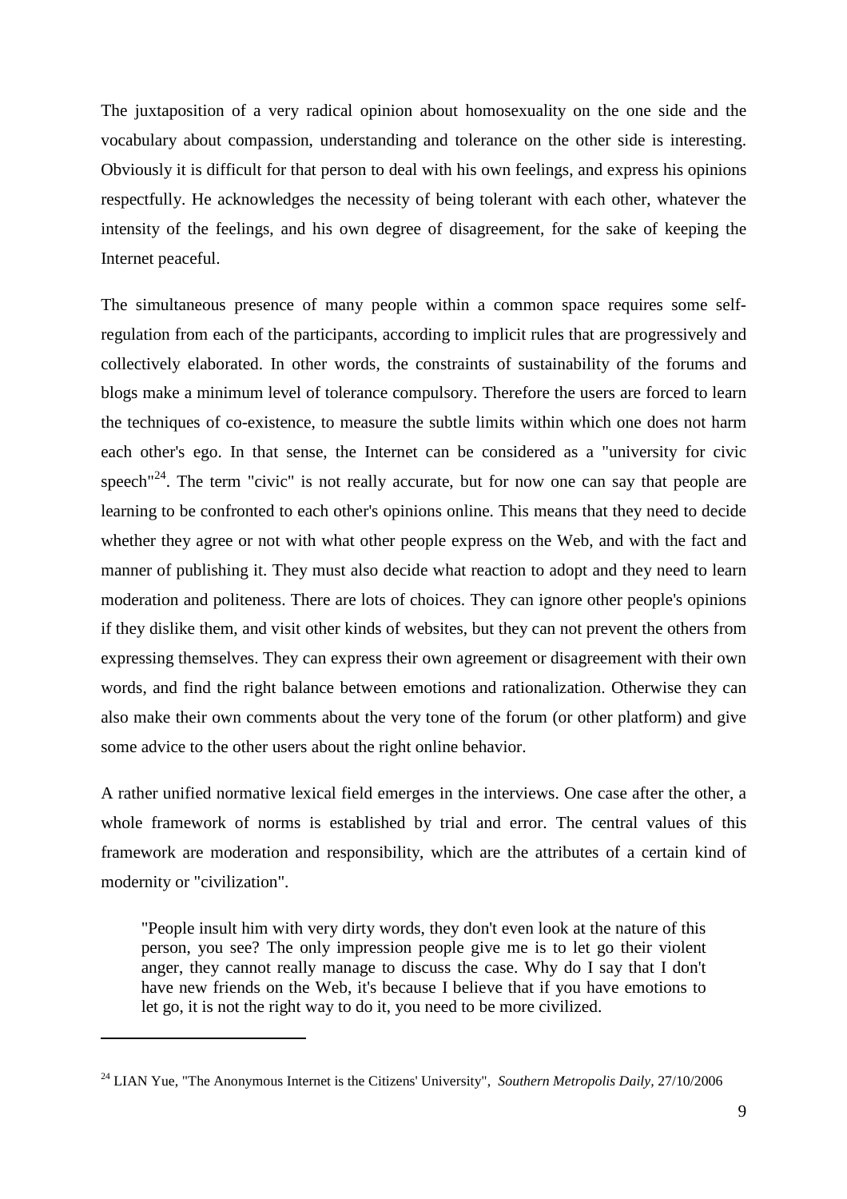The juxtaposition of a very radical opinion about homosexuality on the one side and the vocabulary about compassion, understanding and tolerance on the other side is interesting. Obviously it is difficult for that person to deal with his own feelings, and express his opinions respectfully. He acknowledges the necessity of being tolerant with each other, whatever the intensity of the feelings, and his own degree of disagreement, for the sake of keeping the Internet peaceful.

The simultaneous presence of many people within a common space requires some self-regulation from each of the participants, according to implicit rules that are progressively and collectively elaborated. In other words, the constraints of sustainability of the forums and blogs make a minimum level of tolerance compulsory. Therefore the users are forced to learn the techniques of co-existence, to measure the subtle limits within which one does not harm each other's ego. In that sense, the Internet can be considered as a "university for civic speech"[24]. The term "civic" is not really accurate, but for now one can say that people are learning to be confronted to each other's opinions online. This means that they need to decide whether they agree or not with what other people express on the Web, and with the fact and manner of publishing it. They must also decide what reaction to adopt and they need to learn moderation and politeness. There are lots of choices. They can ignore other people's opinions if they dislike them, and visit other kinds of websites, but they can not prevent the others from expressing themselves. They can express their own agreement or disagreement with their own words, and find the right balance between emotions and rationalization. Otherwise they can also make their own comments about the very tone of the forum (or other platform) and give some advice to the other users about the right online behavior.

A rather unified normative lexical field emerges in the interviews. One case after the other, a whole framework of norms is established by trial and error. The central values of this framework are moderation and responsibility, which are the attributes of a certain kind of modernity or "civilization".

> "People insult him with very dirty words, they don't even look at the nature of this person, you see? The only impression people give me is to let go their violent anger, they cannot really manage to discuss the case. Why do I say that I don't have new friends on the Web, it's because I believe that if you have emotions to let go, it is not the right way to do it, you need to be more civilized.

---

[24] LIAN Yue, "The Anonymous Internet is the Citizens' University", *Southern Metropolis Daily*, 27/10/2006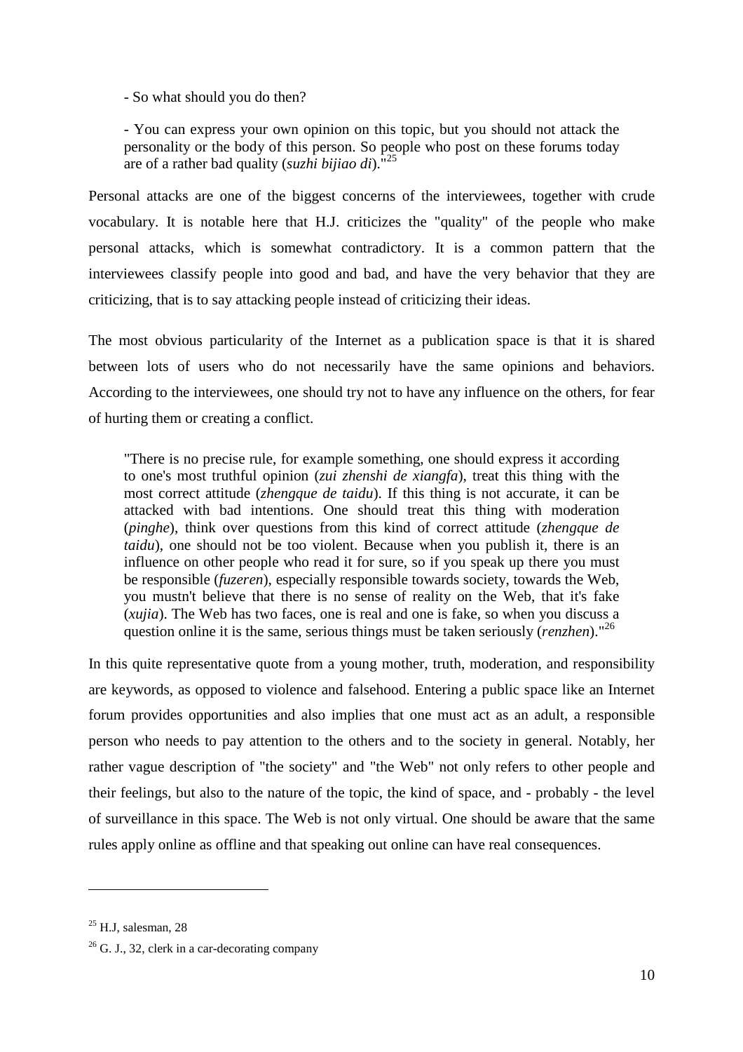> - So what should you do then?
>
> - You can express your own opinion on this topic, but you should not attack the personality or the body of this person. So people who post on these forums today are of a rather bad quality (*suzhi bijiao di*)."[25]

Personal attacks are one of the biggest concerns of the interviewees, together with crude vocabulary. It is notable here that H.J. criticizes the "quality" of the people who make personal attacks, which is somewhat contradictory. It is a common pattern that the interviewees classify people into good and bad, and have the very behavior that they are criticizing, that is to say attacking people instead of criticizing their ideas.

The most obvious particularity of the Internet as a publication space is that it is shared between lots of users who do not necessarily have the same opinions and behaviors. According to the interviewees, one should try not to have any influence on the others, for fear of hurting them or creating a conflict.

> "There is no precise rule, for example something, one should express it according to one's most truthful opinion (*zui zhenshi de xiangfa*), treat this thing with the most correct attitude (*zhengque de taidu*). If this thing is not accurate, it can be attacked with bad intentions. One should treat this thing with moderation (*pinghe*), think over questions from this kind of correct attitude (*zhengque de taidu*), one should not be too violent. Because when you publish it, there is an influence on other people who read it for sure, so if you speak up there you must be responsible (*fuzeren*), especially responsible towards society, towards the Web, you mustn't believe that there is no sense of reality on the Web, that it's fake (*xujia*). The Web has two faces, one is real and one is fake, so when you discuss a question online it is the same, serious things must be taken seriously (*renzhen*)."[26]

In this quite representative quote from a young mother, truth, moderation, and responsibility are keywords, as opposed to violence and falsehood. Entering a public space like an Internet forum provides opportunities and also implies that one must act as an adult, a responsible person who needs to pay attention to the others and to the society in general. Notably, her rather vague description of "the society" and "the Web" not only refers to other people and their feelings, but also to the nature of the topic, the kind of space, and - probably - the level of surveillance in this space. The Web is not only virtual. One should be aware that the same rules apply online as offline and that speaking out online can have real consequences.

---

[25] H.J, salesman, 28

[26] G. J., 32, clerk in a car-decorating company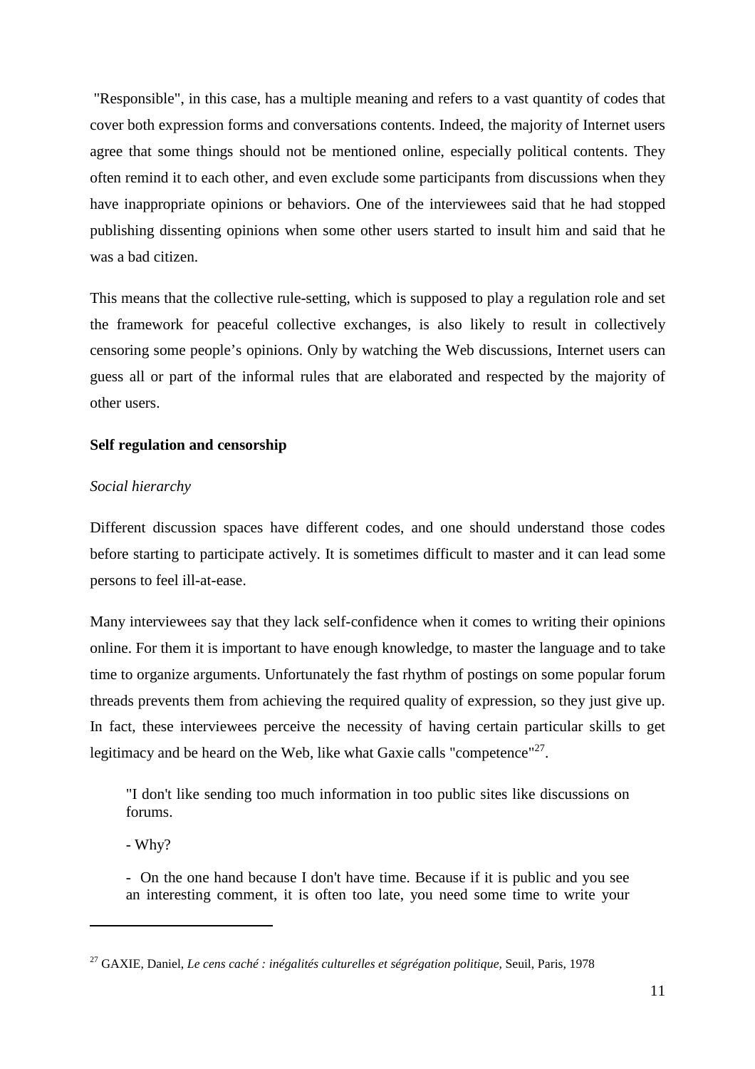"Responsible", in this case, has a multiple meaning and refers to a vast quantity of codes that cover both expression forms and conversations contents. Indeed, the majority of Internet users agree that some things should not be mentioned online, especially political contents. They often remind it to each other, and even exclude some participants from discussions when they have inappropriate opinions or behaviors. One of the interviewees said that he had stopped publishing dissenting opinions when some other users started to insult him and said that he was a bad citizen.

This means that the collective rule-setting, which is supposed to play a regulation role and set the framework for peaceful collective exchanges, is also likely to result in collectively censoring some people's opinions. Only by watching the Web discussions, Internet users can guess all or part of the informal rules that are elaborated and respected by the majority of other users.

**Self regulation and censorship**

*Social hierarchy*

Different discussion spaces have different codes, and one should understand those codes before starting to participate actively. It is sometimes difficult to master and it can lead some persons to feel ill-at-ease.

Many interviewees say that they lack self-confidence when it comes to writing their opinions online. For them it is important to have enough knowledge, to master the language and to take time to organize arguments. Unfortunately the fast rhythm of postings on some popular forum threads prevents them from achieving the required quality of expression, so they just give up. In fact, these interviewees perceive the necessity of having certain particular skills to get legitimacy and be heard on the Web, like what Gaxie calls "competence"[27].

> "I don't like sending too much information in too public sites like discussions on forums.
>
> - Why?
>
> - On the one hand because I don't have time. Because if it is public and you see an interesting comment, it is often too late, you need some time to write your

[27] GAXIE, Daniel, *Le cens caché : inégalités culturelles et ségrégation politique*, Seuil, Paris, 1978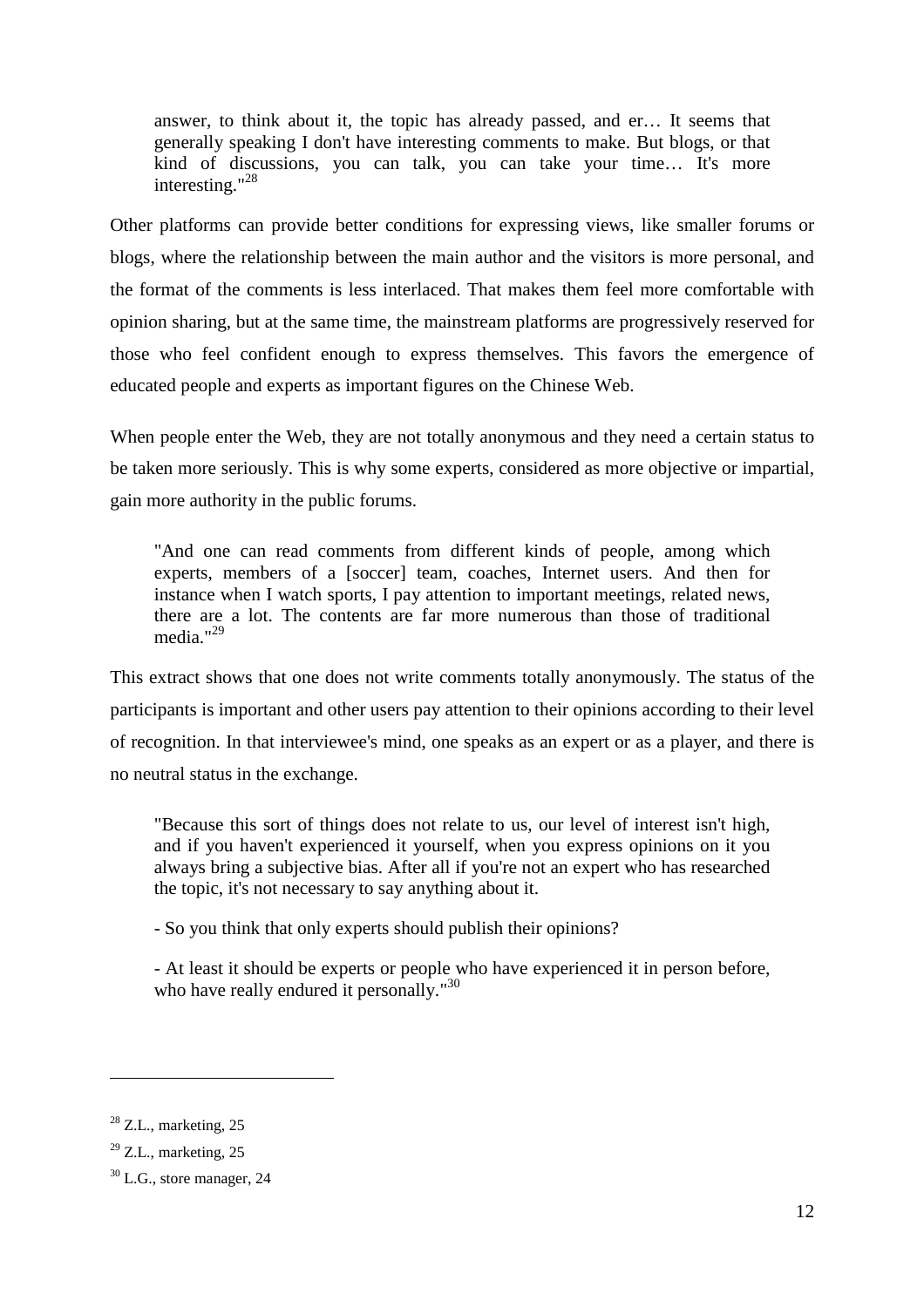> answer, to think about it, the topic has already passed, and er… It seems that generally speaking I don't have interesting comments to make. But blogs, or that kind of discussions, you can talk, you can take your time… It's more interesting."[28]

Other platforms can provide better conditions for expressing views, like smaller forums or blogs, where the relationship between the main author and the visitors is more personal, and the format of the comments is less interlaced. That makes them feel more comfortable with opinion sharing, but at the same time, the mainstream platforms are progressively reserved for those who feel confident enough to express themselves. This favors the emergence of educated people and experts as important figures on the Chinese Web.

When people enter the Web, they are not totally anonymous and they need a certain status to be taken more seriously. This is why some experts, considered as more objective or impartial, gain more authority in the public forums.

> "And one can read comments from different kinds of people, among which experts, members of a [soccer] team, coaches, Internet users. And then for instance when I watch sports, I pay attention to important meetings, related news, there are a lot. The contents are far more numerous than those of traditional media."[29]

This extract shows that one does not write comments totally anonymously. The status of the participants is important and other users pay attention to their opinions according to their level of recognition. In that interviewee's mind, one speaks as an expert or as a player, and there is no neutral status in the exchange.

> "Because this sort of things does not relate to us, our level of interest isn't high, and if you haven't experienced it yourself, when you express opinions on it you always bring a subjective bias. After all if you're not an expert who has researched the topic, it's not necessary to say anything about it.
>
> - So you think that only experts should publish their opinions?
>
> - At least it should be experts or people who have experienced it in person before, who have really endured it personally."[30]

---

[28] Z.L., marketing, 25

[29] Z.L., marketing, 25

[30] L.G., store manager, 24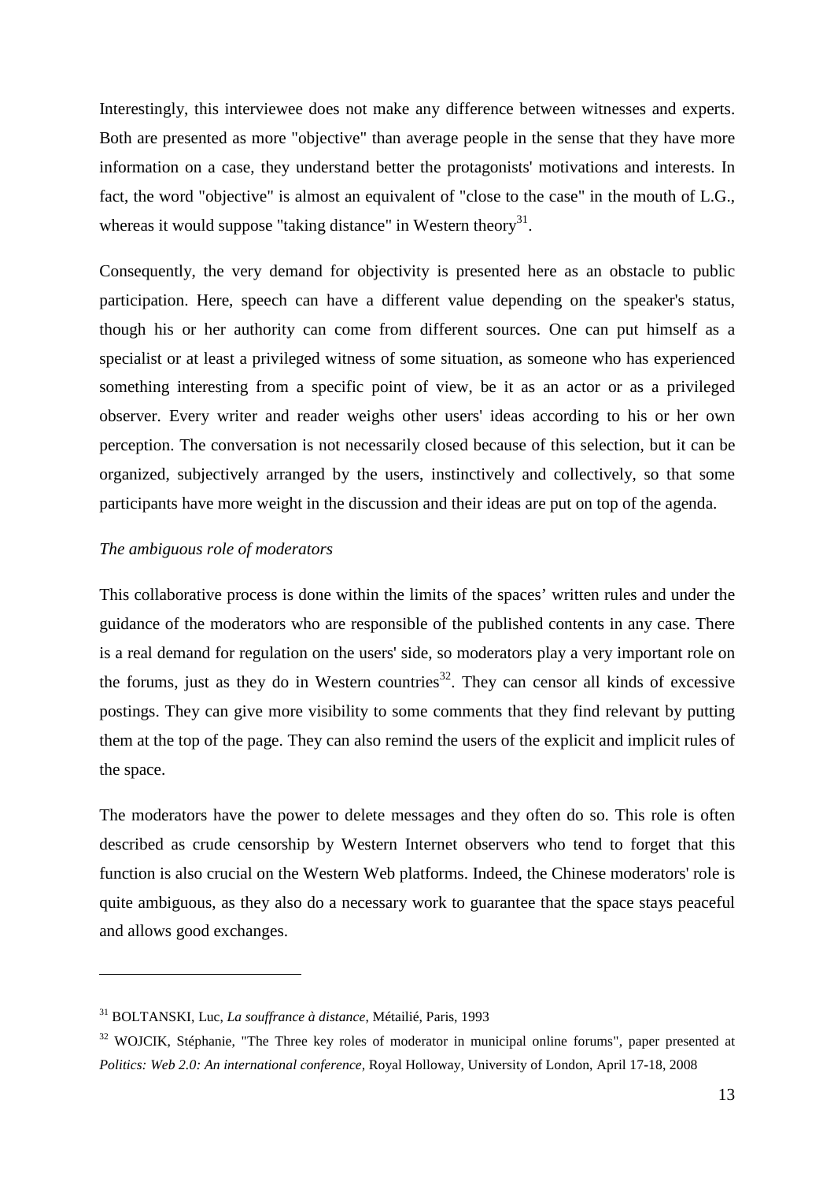Interestingly, this interviewee does not make any difference between witnesses and experts. Both are presented as more "objective" than average people in the sense that they have more information on a case, they understand better the protagonists' motivations and interests. In fact, the word "objective" is almost an equivalent of "close to the case" in the mouth of L.G., whereas it would suppose "taking distance" in Western theory[31].

Consequently, the very demand for objectivity is presented here as an obstacle to public participation. Here, speech can have a different value depending on the speaker's status, though his or her authority can come from different sources. One can put himself as a specialist or at least a privileged witness of some situation, as someone who has experienced something interesting from a specific point of view, be it as an actor or as a privileged observer. Every writer and reader weighs other users' ideas according to his or her own perception. The conversation is not necessarily closed because of this selection, but it can be organized, subjectively arranged by the users, instinctively and collectively, so that some participants have more weight in the discussion and their ideas are put on top of the agenda.

*The ambiguous role of moderators*

This collaborative process is done within the limits of the spaces' written rules and under the guidance of the moderators who are responsible of the published contents in any case. There is a real demand for regulation on the users' side, so moderators play a very important role on the forums, just as they do in Western countries[32]. They can censor all kinds of excessive postings. They can give more visibility to some comments that they find relevant by putting them at the top of the page. They can also remind the users of the explicit and implicit rules of the space.

The moderators have the power to delete messages and they often do so. This role is often described as crude censorship by Western Internet observers who tend to forget that this function is also crucial on the Western Web platforms. Indeed, the Chinese moderators' role is quite ambiguous, as they also do a necessary work to guarantee that the space stays peaceful and allows good exchanges.

---

[31] BOLTANSKI, Luc, *La souffrance à distance*, Métailié, Paris, 1993

[32] WOJCIK, Stéphanie, "The Three key roles of moderator in municipal online forums", paper presented at *Politics: Web 2.0: An international conference*, Royal Holloway, University of London, April 17-18, 2008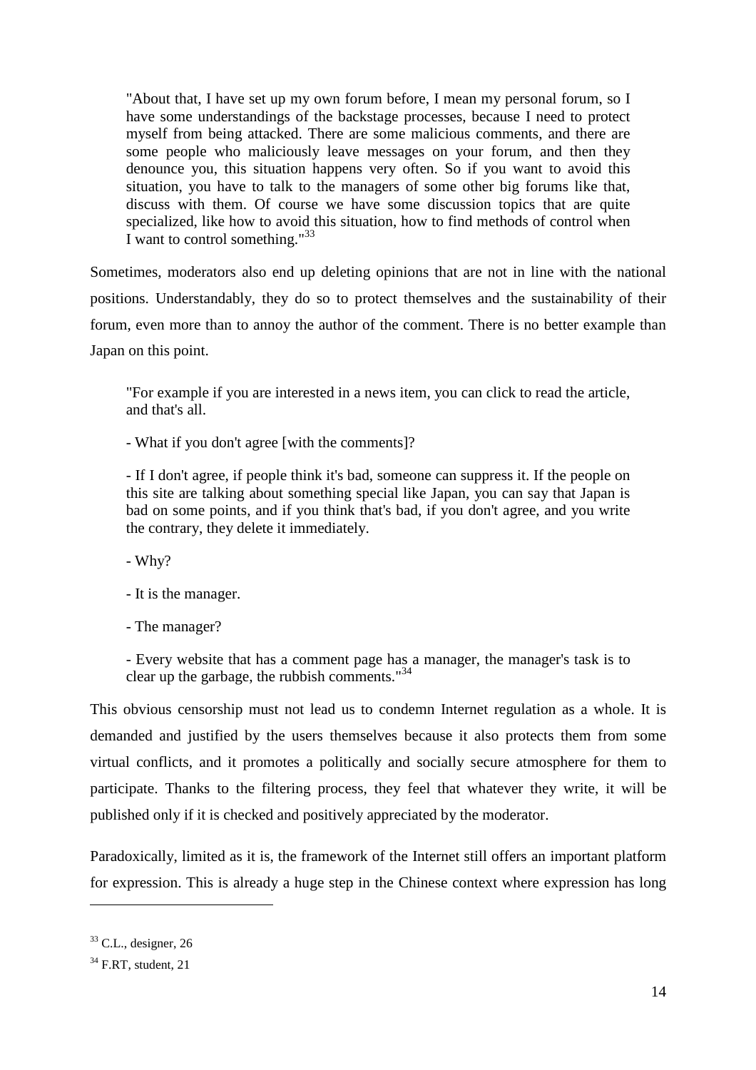> "About that, I have set up my own forum before, I mean my personal forum, so I have some understandings of the backstage processes, because I need to protect myself from being attacked. There are some malicious comments, and there are some people who maliciously leave messages on your forum, and then they denounce you, this situation happens very often. So if you want to avoid this situation, you have to talk to the managers of some other big forums like that, discuss with them. Of course we have some discussion topics that are quite specialized, like how to avoid this situation, how to find methods of control when I want to control something."[33]

Sometimes, moderators also end up deleting opinions that are not in line with the national positions. Understandably, they do so to protect themselves and the sustainability of their forum, even more than to annoy the author of the comment. There is no better example than Japan on this point.

> "For example if you are interested in a news item, you can click to read the article, and that's all.
>
> - What if you don't agree [with the comments]?
>
> - If I don't agree, if people think it's bad, someone can suppress it. If the people on this site are talking about something special like Japan, you can say that Japan is bad on some points, and if you think that's bad, if you don't agree, and you write the contrary, they delete it immediately.
>
> - Why?
>
> - It is the manager.
>
> - The manager?
>
> - Every website that has a comment page has a manager, the manager's task is to clear up the garbage, the rubbish comments."[34]

This obvious censorship must not lead us to condemn Internet regulation as a whole. It is demanded and justified by the users themselves because it also protects them from some virtual conflicts, and it promotes a politically and socially secure atmosphere for them to participate. Thanks to the filtering process, they feel that whatever they write, it will be published only if it is checked and positively appreciated by the moderator.

Paradoxically, limited as it is, the framework of the Internet still offers an important platform for expression. This is already a huge step in the Chinese context where expression has long

[33] C.L., designer, 26

[34] F.RT, student, 21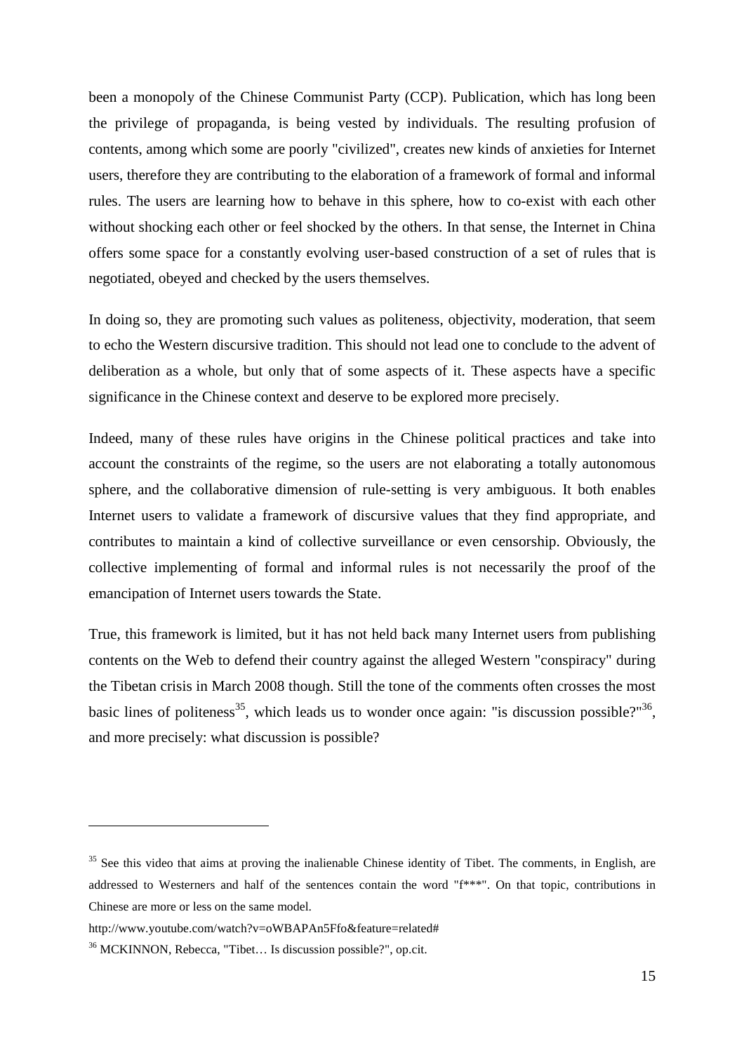been a monopoly of the Chinese Communist Party (CCP). Publication, which has long been the privilege of propaganda, is being vested by individuals. The resulting profusion of contents, among which some are poorly "civilized", creates new kinds of anxieties for Internet users, therefore they are contributing to the elaboration of a framework of formal and informal rules. The users are learning how to behave in this sphere, how to co-exist with each other without shocking each other or feel shocked by the others. In that sense, the Internet in China offers some space for a constantly evolving user-based construction of a set of rules that is negotiated, obeyed and checked by the users themselves.

In doing so, they are promoting such values as politeness, objectivity, moderation, that seem to echo the Western discursive tradition. This should not lead one to conclude to the advent of deliberation as a whole, but only that of some aspects of it. These aspects have a specific significance in the Chinese context and deserve to be explored more precisely.

Indeed, many of these rules have origins in the Chinese political practices and take into account the constraints of the regime, so the users are not elaborating a totally autonomous sphere, and the collaborative dimension of rule-setting is very ambiguous. It both enables Internet users to validate a framework of discursive values that they find appropriate, and contributes to maintain a kind of collective surveillance or even censorship. Obviously, the collective implementing of formal and informal rules is not necessarily the proof of the emancipation of Internet users towards the State.

True, this framework is limited, but it has not held back many Internet users from publishing contents on the Web to defend their country against the alleged Western "conspiracy" during the Tibetan crisis in March 2008 though. Still the tone of the comments often crosses the most basic lines of politeness[35], which leads us to wonder once again: "is discussion possible?"[36], and more precisely: what discussion is possible?

---

[35] See this video that aims at proving the inalienable Chinese identity of Tibet. The comments, in English, are addressed to Westerners and half of the sentences contain the word "f***". On that topic, contributions in Chinese are more or less on the same model.

http://www.youtube.com/watch?v=oWBAPAn5Ffo&feature=related#

[36] MCKINNON, Rebecca, "Tibet… Is discussion possible?", op.cit.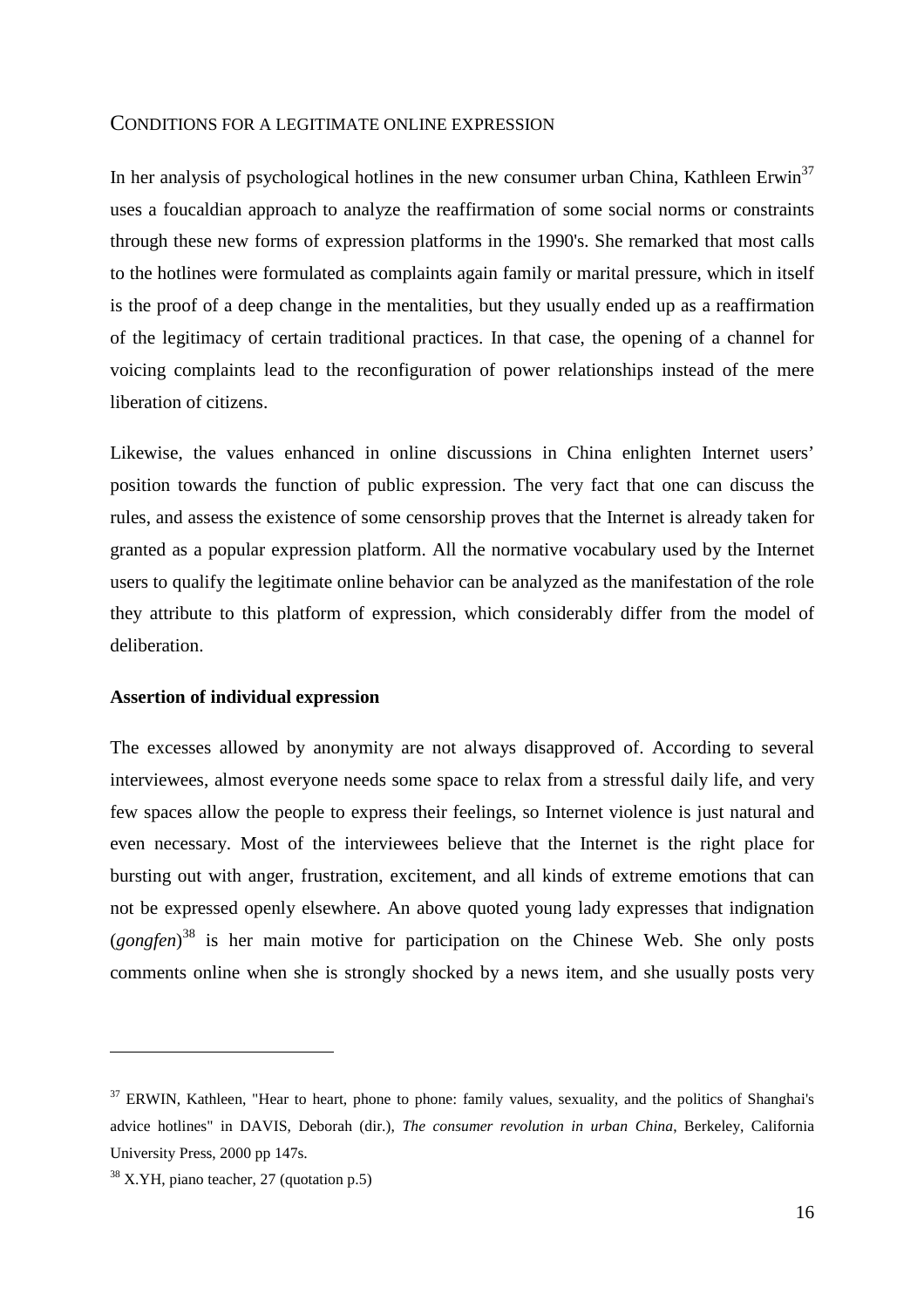## Conditions for a legitimate online expression

In her analysis of psychological hotlines in the new consumer urban China, Kathleen Erwin[37] uses a foucaldian approach to analyze the reaffirmation of some social norms or constraints through these new forms of expression platforms in the 1990's. She remarked that most calls to the hotlines were formulated as complaints again family or marital pressure, which in itself is the proof of a deep change in the mentalities, but they usually ended up as a reaffirmation of the legitimacy of certain traditional practices. In that case, the opening of a channel for voicing complaints lead to the reconfiguration of power relationships instead of the mere liberation of citizens.

Likewise, the values enhanced in online discussions in China enlighten Internet users' position towards the function of public expression. The very fact that one can discuss the rules, and assess the existence of some censorship proves that the Internet is already taken for granted as a popular expression platform. All the normative vocabulary used by the Internet users to qualify the legitimate online behavior can be analyzed as the manifestation of the role they attribute to this platform of expression, which considerably differ from the model of deliberation.

### Assertion of individual expression

The excesses allowed by anonymity are not always disapproved of. According to several interviewees, almost everyone needs some space to relax from a stressful daily life, and very few spaces allow the people to express their feelings, so Internet violence is just natural and even necessary. Most of the interviewees believe that the Internet is the right place for bursting out with anger, frustration, excitement, and all kinds of extreme emotions that can not be expressed openly elsewhere. An above quoted young lady expresses that indignation (*gongfen*)[38] is her main motive for participation on the Chinese Web. She only posts comments online when she is strongly shocked by a news item, and she usually posts very

---

[37] ERWIN, Kathleen, "Hear to heart, phone to phone: family values, sexuality, and the politics of Shanghai's advice hotlines" in DAVIS, Deborah (dir.), *The consumer revolution in urban China*, Berkeley, California University Press, 2000 pp 147s.

[38] X.YH, piano teacher, 27 (quotation p.5)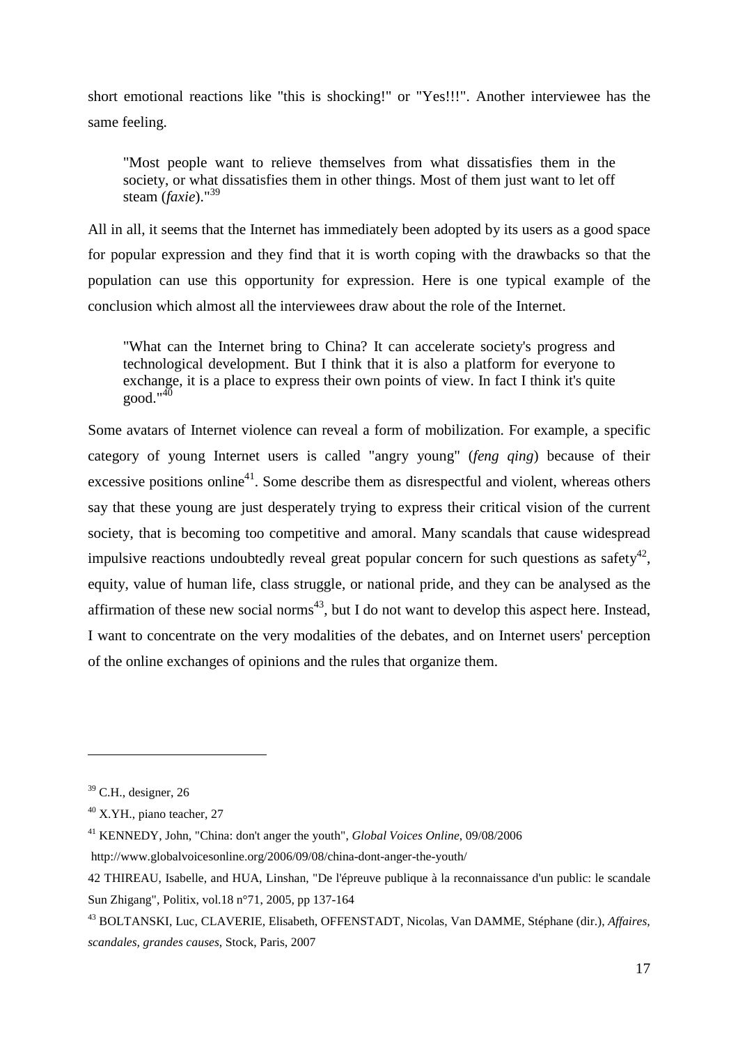short emotional reactions like "this is shocking!" or "Yes!!!". Another interviewee has the same feeling.

> "Most people want to relieve themselves from what dissatisfies them in the society, or what dissatisfies them in other things. Most of them just want to let off steam (*faxie*)."[39]

All in all, it seems that the Internet has immediately been adopted by its users as a good space for popular expression and they find that it is worth coping with the drawbacks so that the population can use this opportunity for expression. Here is one typical example of the conclusion which almost all the interviewees draw about the role of the Internet.

> "What can the Internet bring to China? It can accelerate society's progress and technological development. But I think that it is also a platform for everyone to exchange, it is a place to express their own points of view. In fact I think it's quite good."[40]

Some avatars of Internet violence can reveal a form of mobilization. For example, a specific category of young Internet users is called "angry young" (*feng qing*) because of their excessive positions online[41]. Some describe them as disrespectful and violent, whereas others say that these young are just desperately trying to express their critical vision of the current society, that is becoming too competitive and amoral. Many scandals that cause widespread impulsive reactions undoubtedly reveal great popular concern for such questions as safety[42], equity, value of human life, class struggle, or national pride, and they can be analysed as the affirmation of these new social norms[43], but I do not want to develop this aspect here. Instead, I want to concentrate on the very modalities of the debates, and on Internet users' perception of the online exchanges of opinions and the rules that organize them.

---

[39] C.H., designer, 26

[40] X.YH., piano teacher, 27

[41] KENNEDY, John, "China: don't anger the youth", *Global Voices Online*, 09/08/2006 http://www.globalvoicesonline.org/2006/09/08/china-dont-anger-the-youth/

[42] THIREAU, Isabelle, and HUA, Linshan, "De l'épreuve publique à la reconnaissance d'un public: le scandale Sun Zhigang", Politix, vol.18 n°71, 2005, pp 137-164

[43] BOLTANSKI, Luc, CLAVERIE, Elisabeth, OFFENSTADT, Nicolas, Van DAMME, Stéphane (dir.), *Affaires, scandales, grandes causes*, Stock, Paris, 2007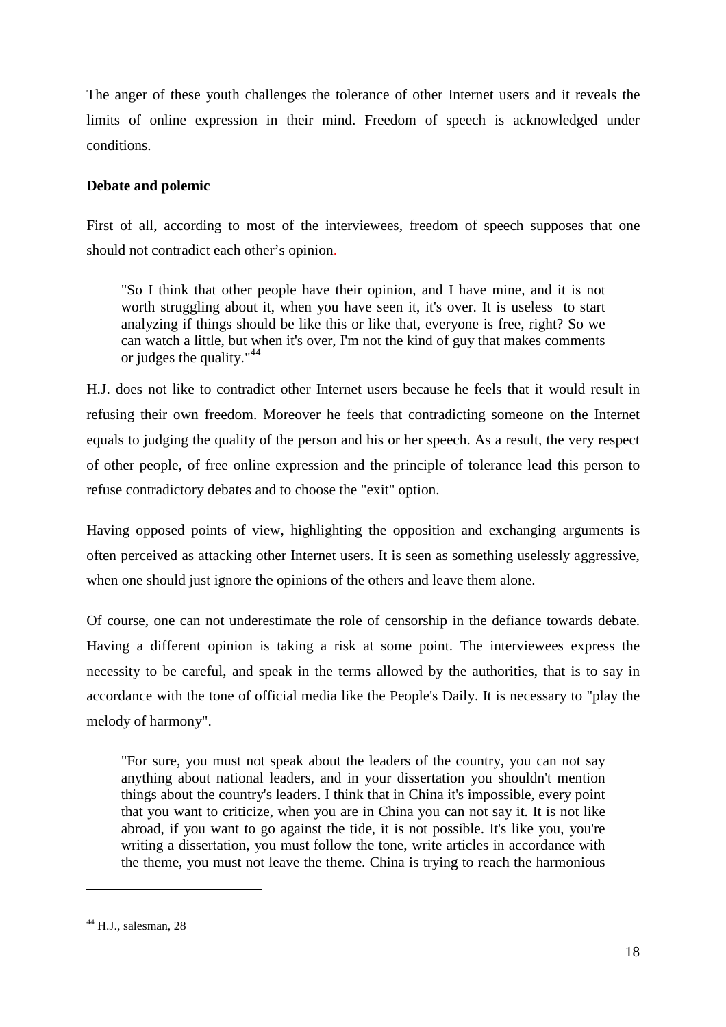The anger of these youth challenges the tolerance of other Internet users and it reveals the limits of online expression in their mind. Freedom of speech is acknowledged under conditions.

**Debate and polemic**

First of all, according to most of the interviewees, freedom of speech supposes that one should not contradict each other's opinion.

> "So I think that other people have their opinion, and I have mine, and it is not worth struggling about it, when you have seen it, it's over. It is useless to start analyzing if things should be like this or like that, everyone is free, right? So we can watch a little, but when it's over, I'm not the kind of guy that makes comments or judges the quality."[44]

H.J. does not like to contradict other Internet users because he feels that it would result in refusing their own freedom. Moreover he feels that contradicting someone on the Internet equals to judging the quality of the person and his or her speech. As a result, the very respect of other people, of free online expression and the principle of tolerance lead this person to refuse contradictory debates and to choose the "exit" option.

Having opposed points of view, highlighting the opposition and exchanging arguments is often perceived as attacking other Internet users. It is seen as something uselessly aggressive, when one should just ignore the opinions of the others and leave them alone.

Of course, one can not underestimate the role of censorship in the defiance towards debate. Having a different opinion is taking a risk at some point. The interviewees express the necessity to be careful, and speak in the terms allowed by the authorities, that is to say in accordance with the tone of official media like the People's Daily. It is necessary to "play the melody of harmony".

> "For sure, you must not speak about the leaders of the country, you can not say anything about national leaders, and in your dissertation you shouldn't mention things about the country's leaders. I think that in China it's impossible, every point that you want to criticize, when you are in China you can not say it. It is not like abroad, if you want to go against the tide, it is not possible. It's like you, you're writing a dissertation, you must follow the tone, write articles in accordance with the theme, you must not leave the theme. China is trying to reach the harmonious

[44] H.J., salesman, 28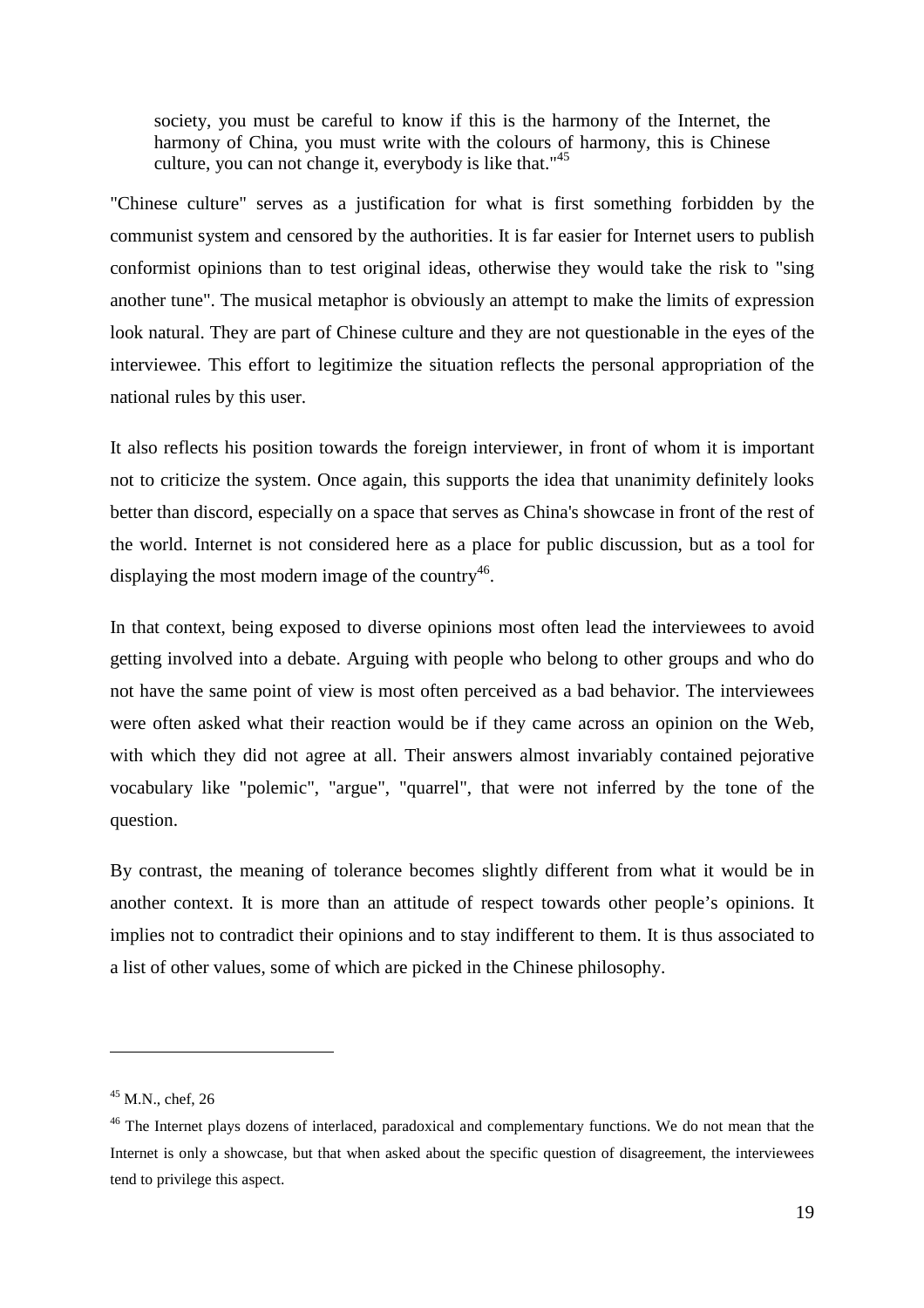> society, you must be careful to know if this is the harmony of the Internet, the harmony of China, you must write with the colours of harmony, this is Chinese culture, you can not change it, everybody is like that."[45]

"Chinese culture" serves as a justification for what is first something forbidden by the communist system and censored by the authorities. It is far easier for Internet users to publish conformist opinions than to test original ideas, otherwise they would take the risk to "sing another tune". The musical metaphor is obviously an attempt to make the limits of expression look natural. They are part of Chinese culture and they are not questionable in the eyes of the interviewee. This effort to legitimize the situation reflects the personal appropriation of the national rules by this user.

It also reflects his position towards the foreign interviewer, in front of whom it is important not to criticize the system. Once again, this supports the idea that unanimity definitely looks better than discord, especially on a space that serves as China's showcase in front of the rest of the world. Internet is not considered here as a place for public discussion, but as a tool for displaying the most modern image of the country[46].

In that context, being exposed to diverse opinions most often lead the interviewees to avoid getting involved into a debate. Arguing with people who belong to other groups and who do not have the same point of view is most often perceived as a bad behavior. The interviewees were often asked what their reaction would be if they came across an opinion on the Web, with which they did not agree at all. Their answers almost invariably contained pejorative vocabulary like "polemic", "argue", "quarrel", that were not inferred by the tone of the question.

By contrast, the meaning of tolerance becomes slightly different from what it would be in another context. It is more than an attitude of respect towards other people's opinions. It implies not to contradict their opinions and to stay indifferent to them. It is thus associated to a list of other values, some of which are picked in the Chinese philosophy.

---

[45] M.N., chef, 26

[46] The Internet plays dozens of interlaced, paradoxical and complementary functions. We do not mean that the Internet is only a showcase, but that when asked about the specific question of disagreement, the interviewees tend to privilege this aspect.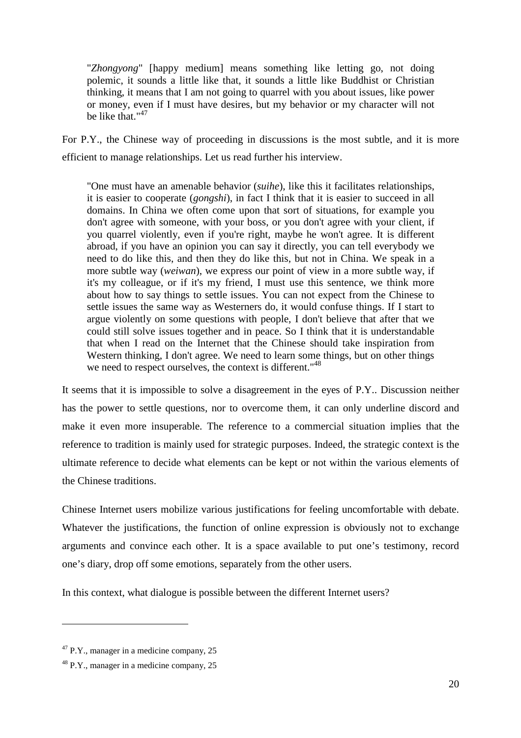> "*Zhongyong*" [happy medium] means something like letting go, not doing polemic, it sounds a little like that, it sounds a little like Buddhist or Christian thinking, it means that I am not going to quarrel with you about issues, like power or money, even if I must have desires, but my behavior or my character will not be like that."[47]

For P.Y., the Chinese way of proceeding in discussions is the most subtle, and it is more efficient to manage relationships. Let us read further his interview.

> "One must have an amenable behavior (*suihe*), like this it facilitates relationships, it is easier to cooperate (*gongshi*), in fact I think that it is easier to succeed in all domains. In China we often come upon that sort of situations, for example you don't agree with someone, with your boss, or you don't agree with your client, if you quarrel violently, even if you're right, maybe he won't agree. It is different abroad, if you have an opinion you can say it directly, you can tell everybody we need to do like this, and then they do like this, but not in China. We speak in a more subtle way (*weiwan*), we express our point of view in a more subtle way, if it's my colleague, or if it's my friend, I must use this sentence, we think more about how to say things to settle issues. You can not expect from the Chinese to settle issues the same way as Westerners do, it would confuse things. If I start to argue violently on some questions with people, I don't believe that after that we could still solve issues together and in peace. So I think that it is understandable that when I read on the Internet that the Chinese should take inspiration from Western thinking, I don't agree. We need to learn some things, but on other things we need to respect ourselves, the context is different."[48]

It seems that it is impossible to solve a disagreement in the eyes of P.Y.. Discussion neither has the power to settle questions, nor to overcome them, it can only underline discord and make it even more insuperable. The reference to a commercial situation implies that the reference to tradition is mainly used for strategic purposes. Indeed, the strategic context is the ultimate reference to decide what elements can be kept or not within the various elements of the Chinese traditions.

Chinese Internet users mobilize various justifications for feeling uncomfortable with debate. Whatever the justifications, the function of online expression is obviously not to exchange arguments and convince each other. It is a space available to put one's testimony, record one's diary, drop off some emotions, separately from the other users.

In this context, what dialogue is possible between the different Internet users?

---

[47] P.Y., manager in a medicine company, 25

[48] P.Y., manager in a medicine company, 25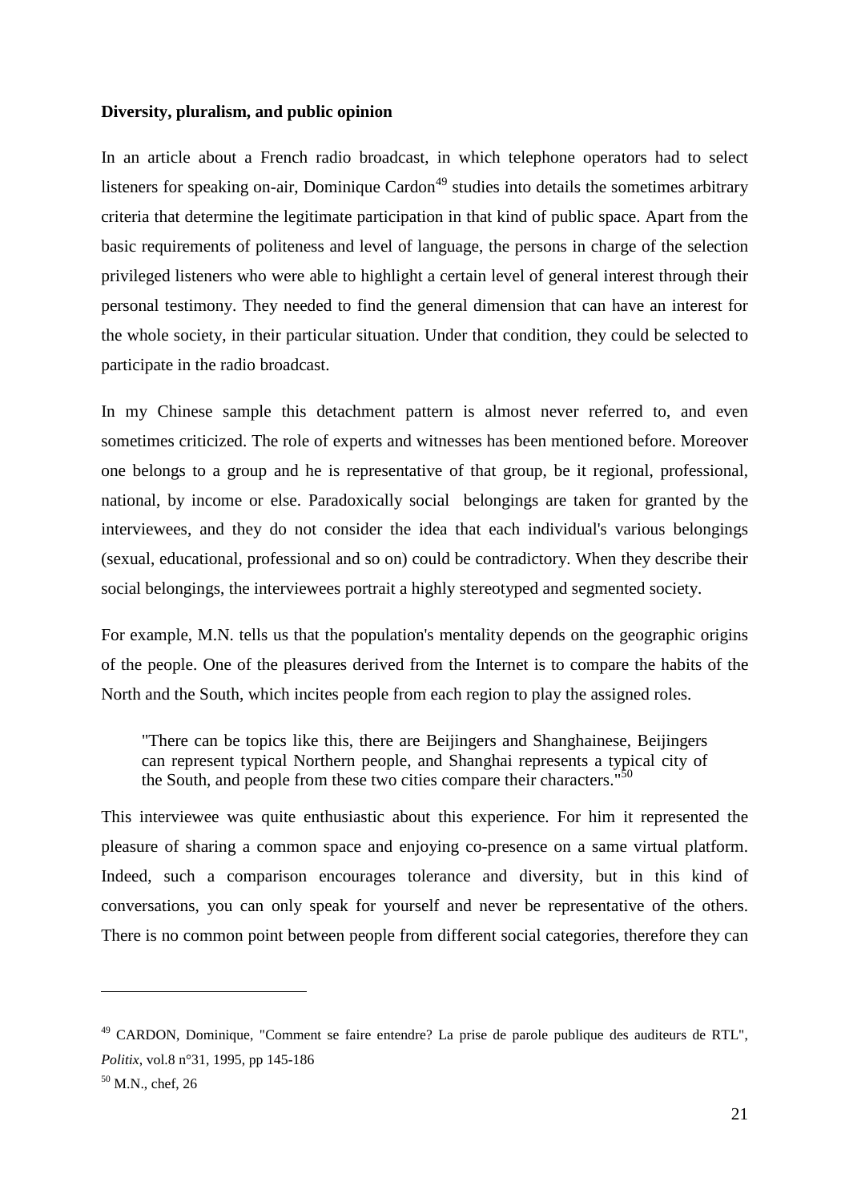**Diversity, pluralism, and public opinion**

In an article about a French radio broadcast, in which telephone operators had to select listeners for speaking on-air, Dominique Cardon[49] studies into details the sometimes arbitrary criteria that determine the legitimate participation in that kind of public space. Apart from the basic requirements of politeness and level of language, the persons in charge of the selection privileged listeners who were able to highlight a certain level of general interest through their personal testimony. They needed to find the general dimension that can have an interest for the whole society, in their particular situation. Under that condition, they could be selected to participate in the radio broadcast.

In my Chinese sample this detachment pattern is almost never referred to, and even sometimes criticized. The role of experts and witnesses has been mentioned before. Moreover one belongs to a group and he is representative of that group, be it regional, professional, national, by income or else. Paradoxically social belongings are taken for granted by the interviewees, and they do not consider the idea that each individual's various belongings (sexual, educational, professional and so on) could be contradictory. When they describe their social belongings, the interviewees portrait a highly stereotyped and segmented society.

For example, M.N. tells us that the population's mentality depends on the geographic origins of the people. One of the pleasures derived from the Internet is to compare the habits of the North and the South, which incites people from each region to play the assigned roles.

> "There can be topics like this, there are Beijingers and Shanghainese, Beijingers can represent typical Northern people, and Shanghai represents a typical city of the South, and people from these two cities compare their characters."[50]

This interviewee was quite enthusiastic about this experience. For him it represented the pleasure of sharing a common space and enjoying co-presence on a same virtual platform. Indeed, such a comparison encourages tolerance and diversity, but in this kind of conversations, you can only speak for yourself and never be representative of the others. There is no common point between people from different social categories, therefore they can

---

[49] CARDON, Dominique, "Comment se faire entendre? La prise de parole publique des auditeurs de RTL", *Politix*, vol.8 n°31, 1995, pp 145-186

[50] M.N., chef, 26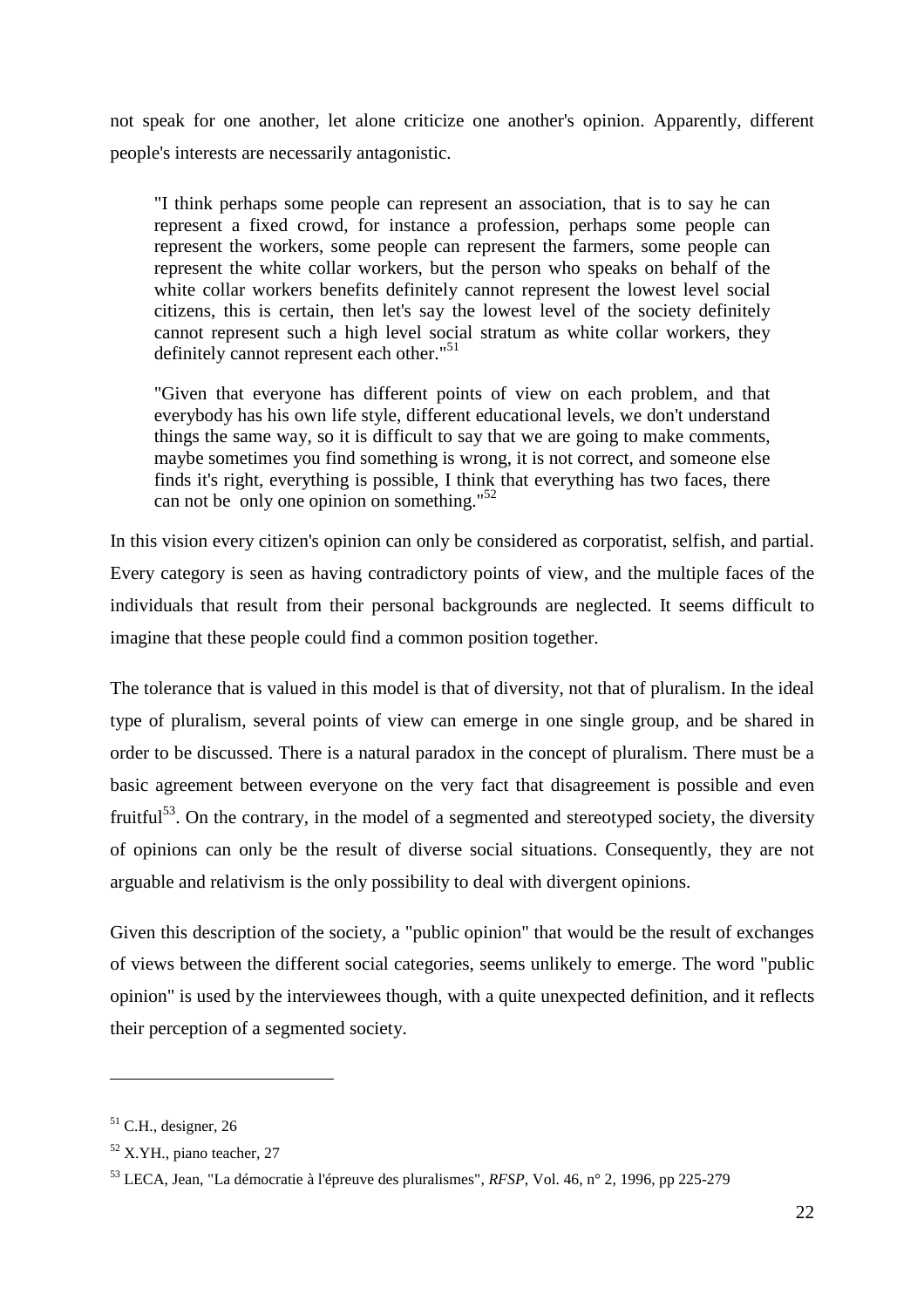not speak for one another, let alone criticize one another's opinion. Apparently, different people's interests are necessarily antagonistic.

> "I think perhaps some people can represent an association, that is to say he can represent a fixed crowd, for instance a profession, perhaps some people can represent the workers, some people can represent the farmers, some people can represent the white collar workers, but the person who speaks on behalf of the white collar workers benefits definitely cannot represent the lowest level social citizens, this is certain, then let's say the lowest level of the society definitely cannot represent such a high level social stratum as white collar workers, they definitely cannot represent each other."[51]

> "Given that everyone has different points of view on each problem, and that everybody has his own life style, different educational levels, we don't understand things the same way, so it is difficult to say that we are going to make comments, maybe sometimes you find something is wrong, it is not correct, and someone else finds it's right, everything is possible, I think that everything has two faces, there can not be only one opinion on something."[52]

In this vision every citizen's opinion can only be considered as corporatist, selfish, and partial. Every category is seen as having contradictory points of view, and the multiple faces of the individuals that result from their personal backgrounds are neglected. It seems difficult to imagine that these people could find a common position together.

The tolerance that is valued in this model is that of diversity, not that of pluralism. In the ideal type of pluralism, several points of view can emerge in one single group, and be shared in order to be discussed. There is a natural paradox in the concept of pluralism. There must be a basic agreement between everyone on the very fact that disagreement is possible and even fruitful[53]. On the contrary, in the model of a segmented and stereotyped society, the diversity of opinions can only be the result of diverse social situations. Consequently, they are not arguable and relativism is the only possibility to deal with divergent opinions.

Given this description of the society, a "public opinion" that would be the result of exchanges of views between the different social categories, seems unlikely to emerge. The word "public opinion" is used by the interviewees though, with a quite unexpected definition, and it reflects their perception of a segmented society.

---

[51] C.H., designer, 26

[52] X.YH., piano teacher, 27

[53] LECA, Jean, "La démocratie à l'épreuve des pluralismes", *RFSP*, Vol. 46, n° 2, 1996, pp 225-279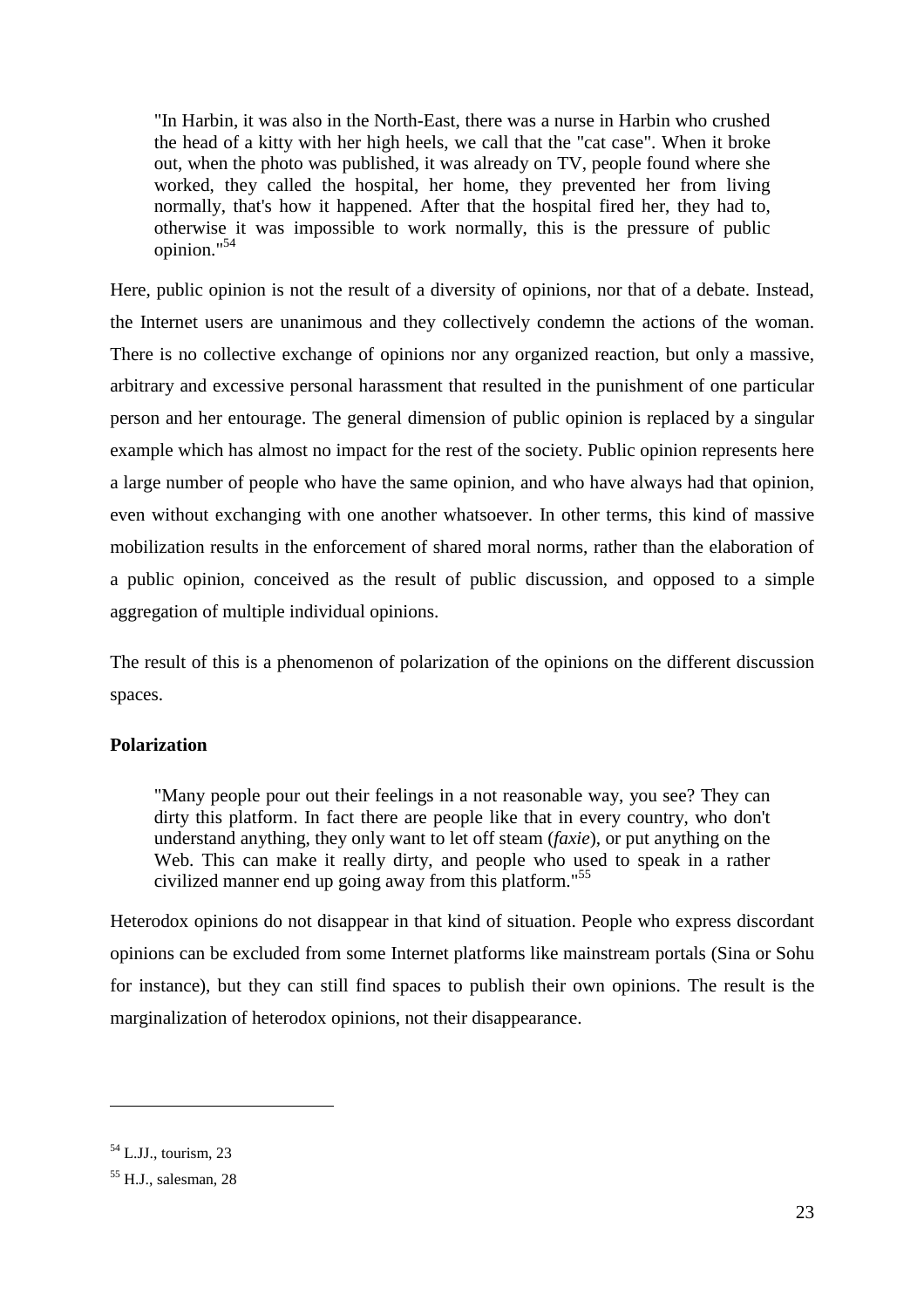> "In Harbin, it was also in the North-East, there was a nurse in Harbin who crushed the head of a kitty with her high heels, we call that the "cat case". When it broke out, when the photo was published, it was already on TV, people found where she worked, they called the hospital, her home, they prevented her from living normally, that's how it happened. After that the hospital fired her, they had to, otherwise it was impossible to work normally, this is the pressure of public opinion."[54]

Here, public opinion is not the result of a diversity of opinions, nor that of a debate. Instead, the Internet users are unanimous and they collectively condemn the actions of the woman. There is no collective exchange of opinions nor any organized reaction, but only a massive, arbitrary and excessive personal harassment that resulted in the punishment of one particular person and her entourage. The general dimension of public opinion is replaced by a singular example which has almost no impact for the rest of the society. Public opinion represents here a large number of people who have the same opinion, and who have always had that opinion, even without exchanging with one another whatsoever. In other terms, this kind of massive mobilization results in the enforcement of shared moral norms, rather than the elaboration of a public opinion, conceived as the result of public discussion, and opposed to a simple aggregation of multiple individual opinions.

The result of this is a phenomenon of polarization of the opinions on the different discussion spaces.

**Polarization**

> "Many people pour out their feelings in a not reasonable way, you see? They can dirty this platform. In fact there are people like that in every country, who don't understand anything, they only want to let off steam (*faxie*), or put anything on the Web. This can make it really dirty, and people who used to speak in a rather civilized manner end up going away from this platform."[55]

Heterodox opinions do not disappear in that kind of situation. People who express discordant opinions can be excluded from some Internet platforms like mainstream portals (Sina or Sohu for instance), but they can still find spaces to publish their own opinions. The result is the marginalization of heterodox opinions, not their disappearance.

---

[54] L.JJ., tourism, 23

[55] H.J., salesman, 28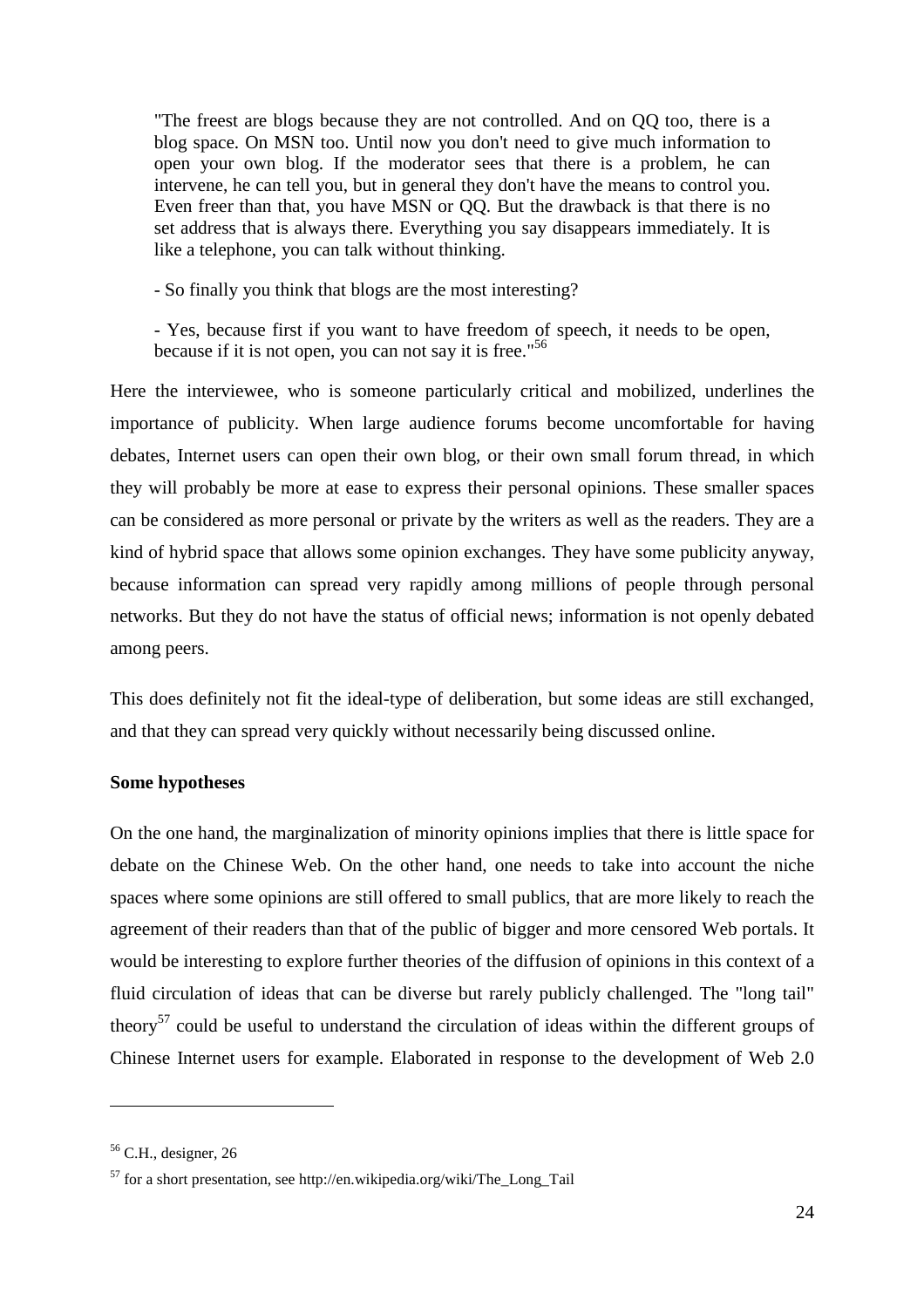> "The freest are blogs because they are not controlled. And on QQ too, there is a blog space. On MSN too. Until now you don't need to give much information to open your own blog. If the moderator sees that there is a problem, he can intervene, he can tell you, but in general they don't have the means to control you. Even freer than that, you have MSN or QQ. But the drawback is that there is no set address that is always there. Everything you say disappears immediately. It is like a telephone, you can talk without thinking.
>
> - So finally you think that blogs are the most interesting?
>
> - Yes, because first if you want to have freedom of speech, it needs to be open, because if it is not open, you can not say it is free."[56]

Here the interviewee, who is someone particularly critical and mobilized, underlines the importance of publicity. When large audience forums become uncomfortable for having debates, Internet users can open their own blog, or their own small forum thread, in which they will probably be more at ease to express their personal opinions. These smaller spaces can be considered as more personal or private by the writers as well as the readers. They are a kind of hybrid space that allows some opinion exchanges. They have some publicity anyway, because information can spread very rapidly among millions of people through personal networks. But they do not have the status of official news; information is not openly debated among peers.

This does definitely not fit the ideal-type of deliberation, but some ideas are still exchanged, and that they can spread very quickly without necessarily being discussed online.

**Some hypotheses**

On the one hand, the marginalization of minority opinions implies that there is little space for debate on the Chinese Web. On the other hand, one needs to take into account the niche spaces where some opinions are still offered to small publics, that are more likely to reach the agreement of their readers than that of the public of bigger and more censored Web portals. It would be interesting to explore further theories of the diffusion of opinions in this context of a fluid circulation of ideas that can be diverse but rarely publicly challenged. The "long tail" theory[57] could be useful to understand the circulation of ideas within the different groups of Chinese Internet users for example. Elaborated in response to the development of Web 2.0

---

[56] C.H., designer, 26

[57] for a short presentation, see http://en.wikipedia.org/wiki/The_Long_Tail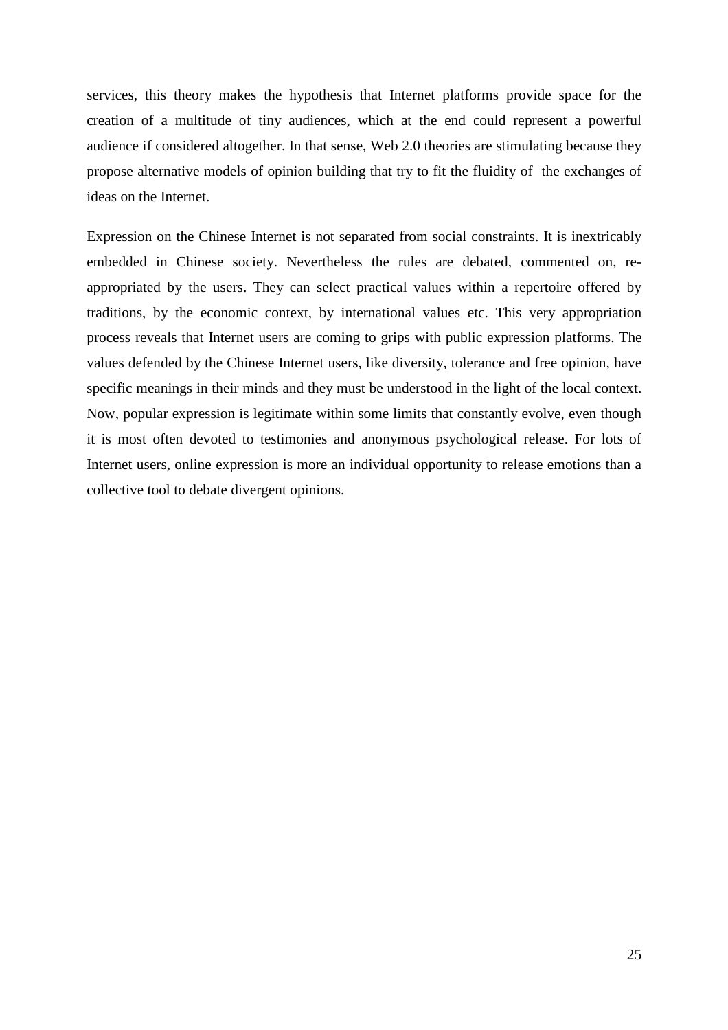services, this theory makes the hypothesis that Internet platforms provide space for the creation of a multitude of tiny audiences, which at the end could represent a powerful audience if considered altogether. In that sense, Web 2.0 theories are stimulating because they propose alternative models of opinion building that try to fit the fluidity of the exchanges of ideas on the Internet.

Expression on the Chinese Internet is not separated from social constraints. It is inextricably embedded in Chinese society. Nevertheless the rules are debated, commented on, re-appropriated by the users. They can select practical values within a repertoire offered by traditions, by the economic context, by international values etc. This very appropriation process reveals that Internet users are coming to grips with public expression platforms. The values defended by the Chinese Internet users, like diversity, tolerance and free opinion, have specific meanings in their minds and they must be understood in the light of the local context. Now, popular expression is legitimate within some limits that constantly evolve, even though it is most often devoted to testimonies and anonymous psychological release. For lots of Internet users, online expression is more an individual opportunity to release emotions than a collective tool to debate divergent opinions.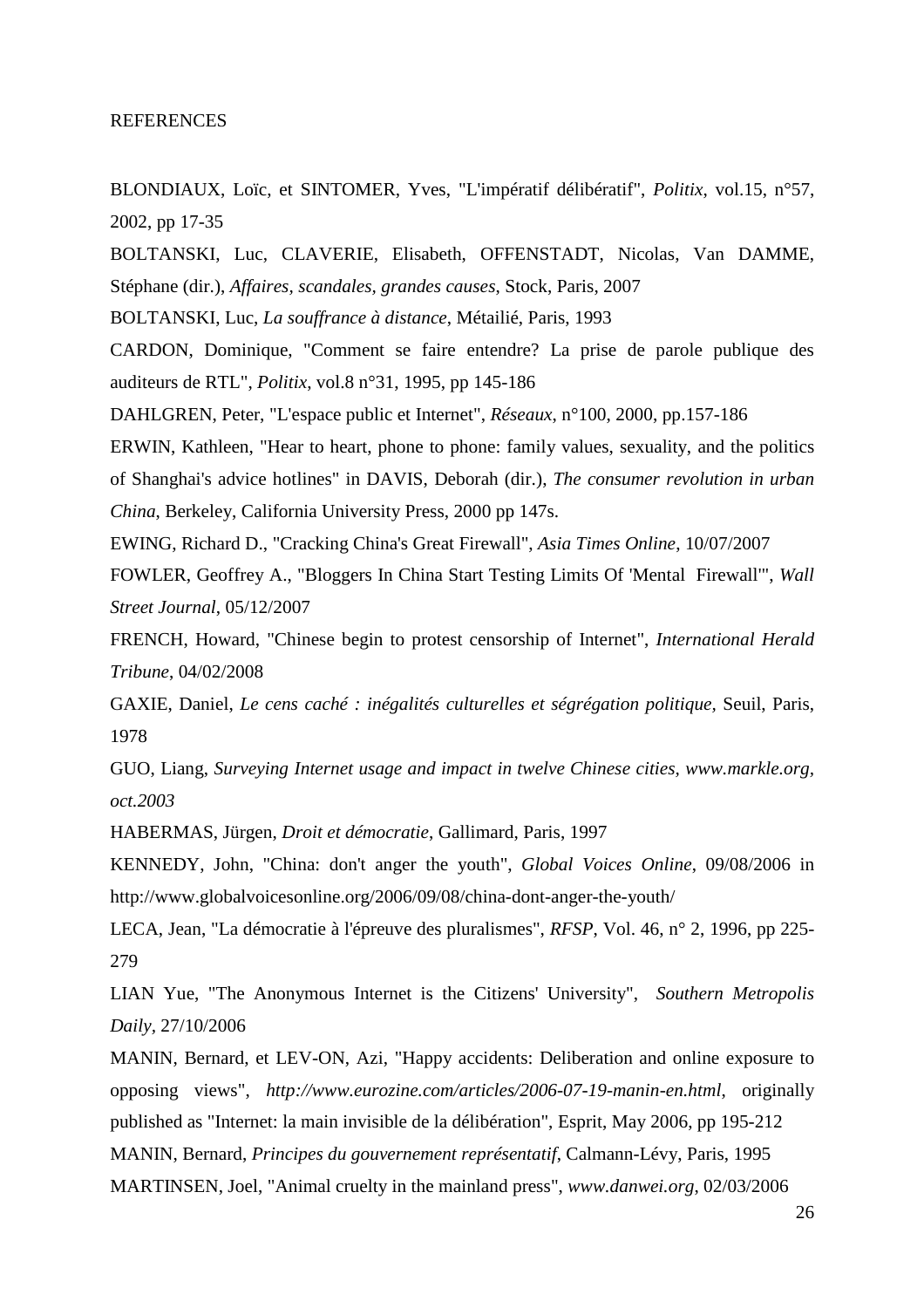REFERENCES

BLONDIAUX, Loïc, et SINTOMER, Yves, "L'impératif délibératif", *Politix*, vol.15, n°57, 2002, pp 17-35

BOLTANSKI, Luc, CLAVERIE, Elisabeth, OFFENSTADT, Nicolas, Van DAMME, Stéphane (dir.), *Affaires, scandales, grandes causes*, Stock, Paris, 2007

BOLTANSKI, Luc, *La souffrance à distance*, Métailié, Paris, 1993

CARDON, Dominique, "Comment se faire entendre? La prise de parole publique des auditeurs de RTL", *Politix*, vol.8 n°31, 1995, pp 145-186

DAHLGREN, Peter, "L'espace public et Internet", *Réseaux*, n°100, 2000, pp.157-186

ERWIN, Kathleen, "Hear to heart, phone to phone: family values, sexuality, and the politics of Shanghai's advice hotlines" in DAVIS, Deborah (dir.), *The consumer revolution in urban China*, Berkeley, California University Press, 2000 pp 147s.

EWING, Richard D., "Cracking China's Great Firewall", *Asia Times Online*, 10/07/2007

FOWLER, Geoffrey A., "Bloggers In China Start Testing Limits Of 'Mental Firewall'", *Wall Street Journal*, 05/12/2007

FRENCH, Howard, "Chinese begin to protest censorship of Internet", *International Herald Tribune*, 04/02/2008

GAXIE, Daniel, *Le cens caché : inégalités culturelles et ségrégation politique*, Seuil, Paris, 1978

GUO, Liang, *Surveying Internet usage and impact in twelve Chinese cities, www.markle.org, oct.2003*

HABERMAS, Jürgen, *Droit et démocratie*, Gallimard, Paris, 1997

KENNEDY, John, "China: don't anger the youth", *Global Voices Online*, 09/08/2006 in http://www.globalvoicesonline.org/2006/09/08/china-dont-anger-the-youth/

LECA, Jean, "La démocratie à l'épreuve des pluralismes", *RFSP*, Vol. 46, n° 2, 1996, pp 225-279

LIAN Yue, "The Anonymous Internet is the Citizens' University", *Southern Metropolis Daily*, 27/10/2006

MANIN, Bernard, et LEV-ON, Azi, "Happy accidents: Deliberation and online exposure to opposing views", *http://www.eurozine.com/articles/2006-07-19-manin-en.html*, originally published as "Internet: la main invisible de la délibération", Esprit, May 2006, pp 195-212

MANIN, Bernard, *Principes du gouvernement représentatif*, Calmann-Lévy, Paris, 1995

MARTINSEN, Joel, "Animal cruelty in the mainland press", *www.danwei.org*, 02/03/2006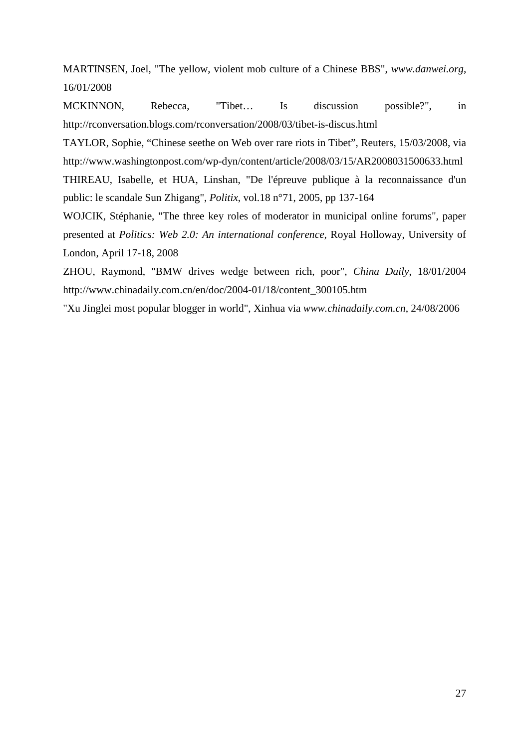MARTINSEN, Joel, "The yellow, violent mob culture of a Chinese BBS", *www.danwei.org*, 16/01/2008

MCKINNON, Rebecca, "Tibet… Is discussion possible?", in http://rconversation.blogs.com/rconversation/2008/03/tibet-is-discus.html

TAYLOR, Sophie, “Chinese seethe on Web over rare riots in Tibet”, Reuters, 15/03/2008, via http://www.washingtonpost.com/wp-dyn/content/article/2008/03/15/AR2008031500633.html

THIREAU, Isabelle, et HUA, Linshan, "De l'épreuve publique à la reconnaissance d'un public: le scandale Sun Zhigang", *Politix*, vol.18 n°71, 2005, pp 137-164

WOJCIK, Stéphanie, "The three key roles of moderator in municipal online forums", paper presented at *Politics: Web 2.0: An international conference*, Royal Holloway, University of London, April 17-18, 2008

ZHOU, Raymond, "BMW drives wedge between rich, poor", *China Daily*, 18/01/2004 http://www.chinadaily.com.cn/en/doc/2004-01/18/content_300105.htm

"Xu Jinglei most popular blogger in world", Xinhua via *www.chinadaily.com.cn*, 24/08/2006